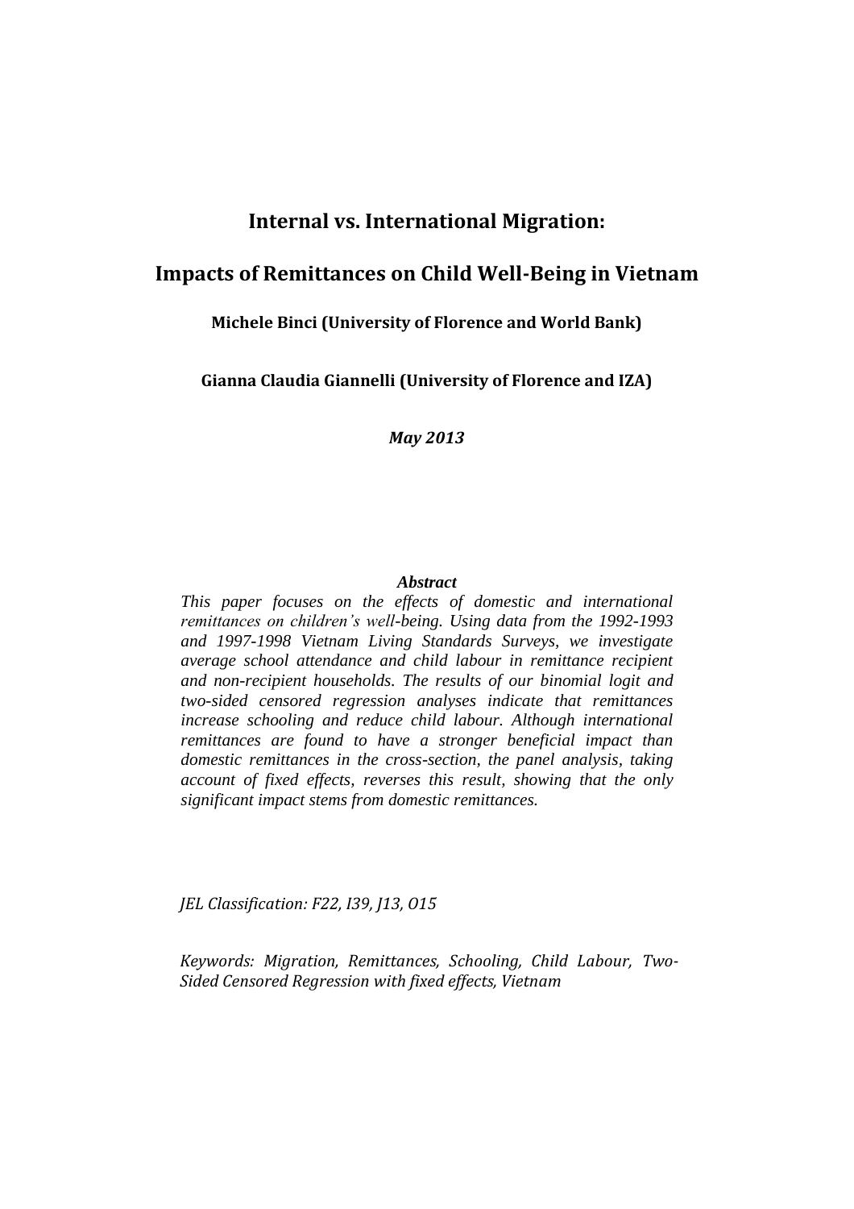# Internal vs. International Migration:

# Impacts of Remittances on Child Well-Being in Vietnam

**Michele Binci (University of Florence and World Bank)**

**Gianna Claudia Giannelli (University of Florence and IZA)**

***May 2013***

***Abstract***

*This paper focuses on the effects of domestic and international remittances on children's well-being. Using data from the 1992-1993 and 1997-1998 Vietnam Living Standards Surveys, we investigate average school attendance and child labour in remittance recipient and non-recipient households. The results of our binomial logit and two-sided censored regression analyses indicate that remittances increase schooling and reduce child labour. Although international remittances are found to have a stronger beneficial impact than domestic remittances in the cross-section, the panel analysis, taking account of fixed effects, reverses this result, showing that the only significant impact stems from domestic remittances.*

*JEL Classification: F22, I39, J13, O15*

*Keywords: Migration, Remittances, Schooling, Child Labour, Two-Sided Censored Regression with fixed effects, Vietnam*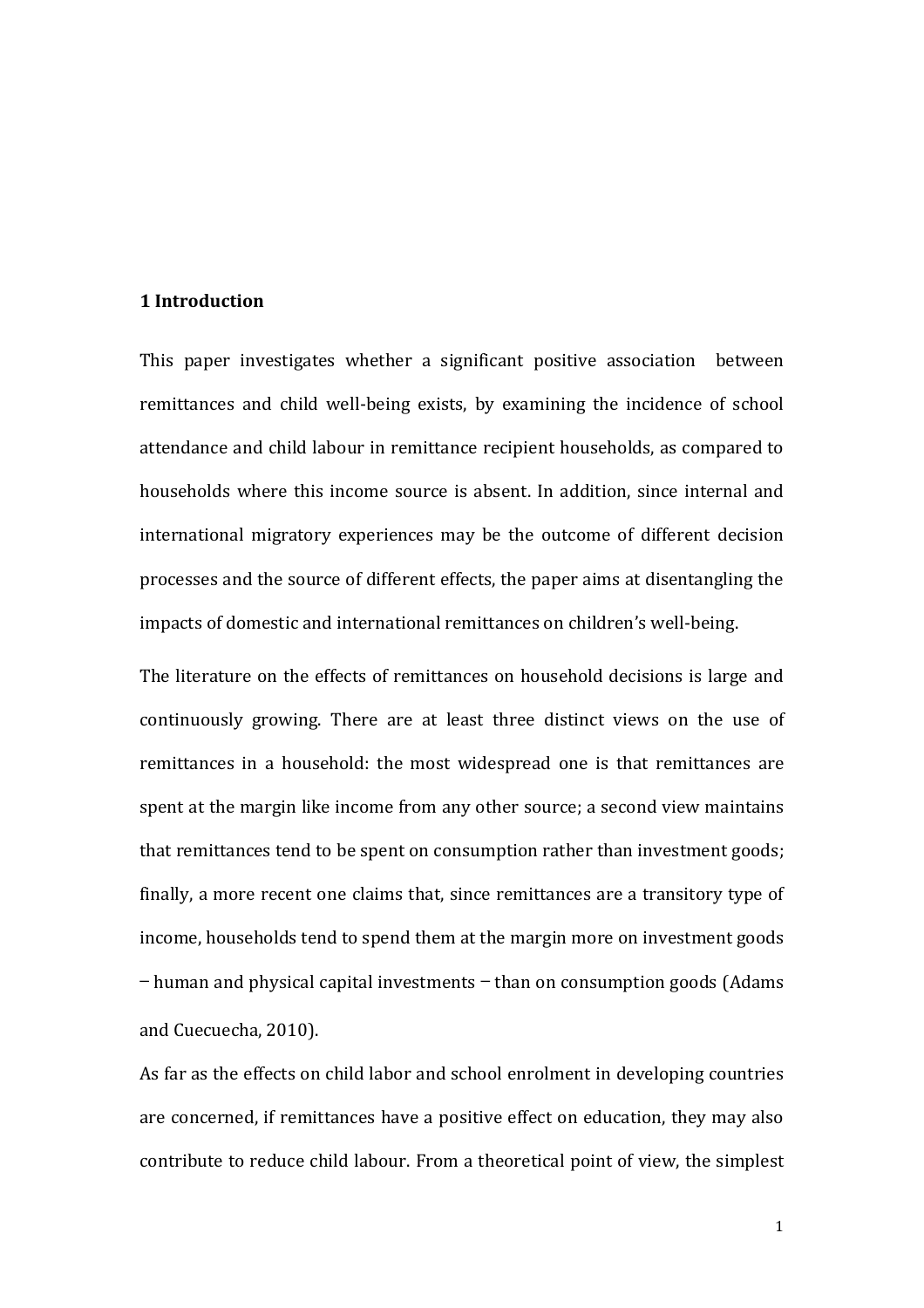## 1 Introduction

This paper investigates whether a significant positive association between remittances and child well-being exists, by examining the incidence of school attendance and child labour in remittance recipient households, as compared to households where this income source is absent. In addition, since internal and international migratory experiences may be the outcome of different decision processes and the source of different effects, the paper aims at disentangling the impacts of domestic and international remittances on children's well-being.

The literature on the effects of remittances on household decisions is large and continuously growing. There are at least three distinct views on the use of remittances in a household: the most widespread one is that remittances are spent at the margin like income from any other source; a second view maintains that remittances tend to be spent on consumption rather than investment goods; finally, a more recent one claims that, since remittances are a transitory type of income, households tend to spend them at the margin more on investment goods – human and physical capital investments – than on consumption goods (Adams and Cuecuecha, 2010).

As far as the effects on child labor and school enrolment in developing countries are concerned, if remittances have a positive effect on education, they may also contribute to reduce child labour. From a theoretical point of view, the simplest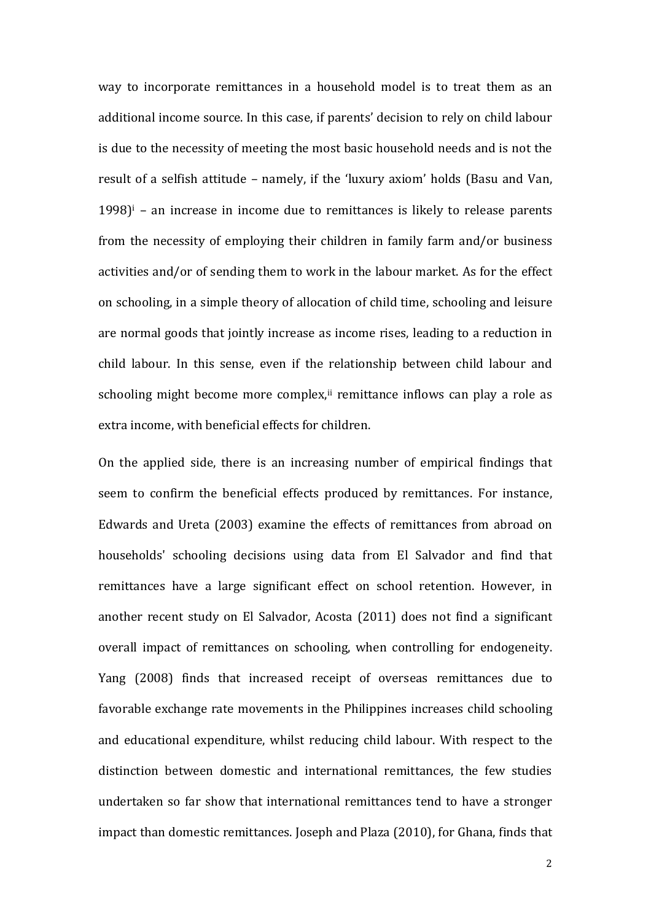way to incorporate remittances in a household model is to treat them as an additional income source. In this case, if parents' decision to rely on child labour is due to the necessity of meeting the most basic household needs and is not the result of a selfish attitude – namely, if the 'luxury axiom' holds (Basu and Van, 1998)[i] – an increase in income due to remittances is likely to release parents from the necessity of employing their children in family farm and/or business activities and/or of sending them to work in the labour market. As for the effect on schooling, in a simple theory of allocation of child time, schooling and leisure are normal goods that jointly increase as income rises, leading to a reduction in child labour. In this sense, even if the relationship between child labour and schooling might become more complex,[ii] remittance inflows can play a role as extra income, with beneficial effects for children.

On the applied side, there is an increasing number of empirical findings that seem to confirm the beneficial effects produced by remittances. For instance, Edwards and Ureta (2003) examine the effects of remittances from abroad on households' schooling decisions using data from El Salvador and find that remittances have a large significant effect on school retention. However, in another recent study on El Salvador, Acosta (2011) does not find a significant overall impact of remittances on schooling, when controlling for endogeneity. Yang (2008) finds that increased receipt of overseas remittances due to favorable exchange rate movements in the Philippines increases child schooling and educational expenditure, whilst reducing child labour. With respect to the distinction between domestic and international remittances, the few studies undertaken so far show that international remittances tend to have a stronger impact than domestic remittances. Joseph and Plaza (2010), for Ghana, finds that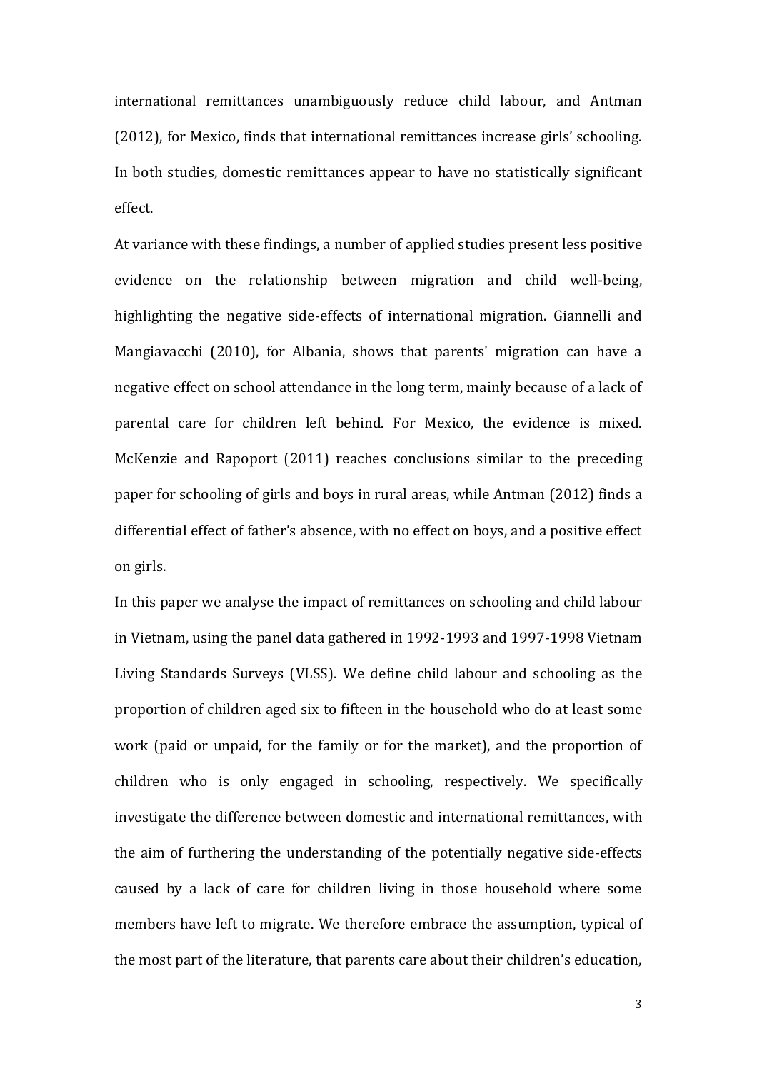international remittances unambiguously reduce child labour, and Antman (2012), for Mexico, finds that international remittances increase girls' schooling. In both studies, domestic remittances appear to have no statistically significant effect.

At variance with these findings, a number of applied studies present less positive evidence on the relationship between migration and child well-being, highlighting the negative side-effects of international migration. Giannelli and Mangiavacchi (2010), for Albania, shows that parents' migration can have a negative effect on school attendance in the long term, mainly because of a lack of parental care for children left behind. For Mexico, the evidence is mixed. McKenzie and Rapoport (2011) reaches conclusions similar to the preceding paper for schooling of girls and boys in rural areas, while Antman (2012) finds a differential effect of father's absence, with no effect on boys, and a positive effect on girls.

In this paper we analyse the impact of remittances on schooling and child labour in Vietnam, using the panel data gathered in 1992-1993 and 1997-1998 Vietnam Living Standards Surveys (VLSS). We define child labour and schooling as the proportion of children aged six to fifteen in the household who do at least some work (paid or unpaid, for the family or for the market), and the proportion of children who is only engaged in schooling, respectively. We specifically investigate the difference between domestic and international remittances, with the aim of furthering the understanding of the potentially negative side-effects caused by a lack of care for children living in those household where some members have left to migrate. We therefore embrace the assumption, typical of the most part of the literature, that parents care about their children's education,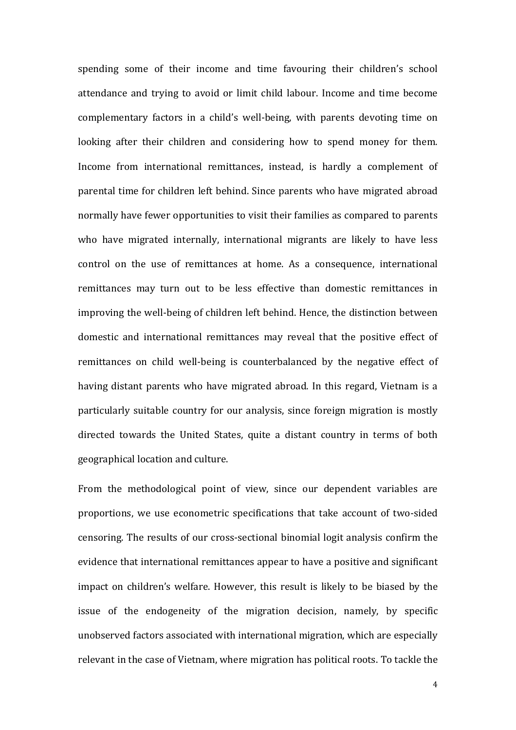spending some of their income and time favouring their children's school attendance and trying to avoid or limit child labour. Income and time become complementary factors in a child's well-being, with parents devoting time on looking after their children and considering how to spend money for them. Income from international remittances, instead, is hardly a complement of parental time for children left behind. Since parents who have migrated abroad normally have fewer opportunities to visit their families as compared to parents who have migrated internally, international migrants are likely to have less control on the use of remittances at home. As a consequence, international remittances may turn out to be less effective than domestic remittances in improving the well-being of children left behind. Hence, the distinction between domestic and international remittances may reveal that the positive effect of remittances on child well-being is counterbalanced by the negative effect of having distant parents who have migrated abroad. In this regard, Vietnam is a particularly suitable country for our analysis, since foreign migration is mostly directed towards the United States, quite a distant country in terms of both geographical location and culture.

From the methodological point of view, since our dependent variables are proportions, we use econometric specifications that take account of two-sided censoring. The results of our cross-sectional binomial logit analysis confirm the evidence that international remittances appear to have a positive and significant impact on children's welfare. However, this result is likely to be biased by the issue of the endogeneity of the migration decision, namely, by specific unobserved factors associated with international migration, which are especially relevant in the case of Vietnam, where migration has political roots. To tackle the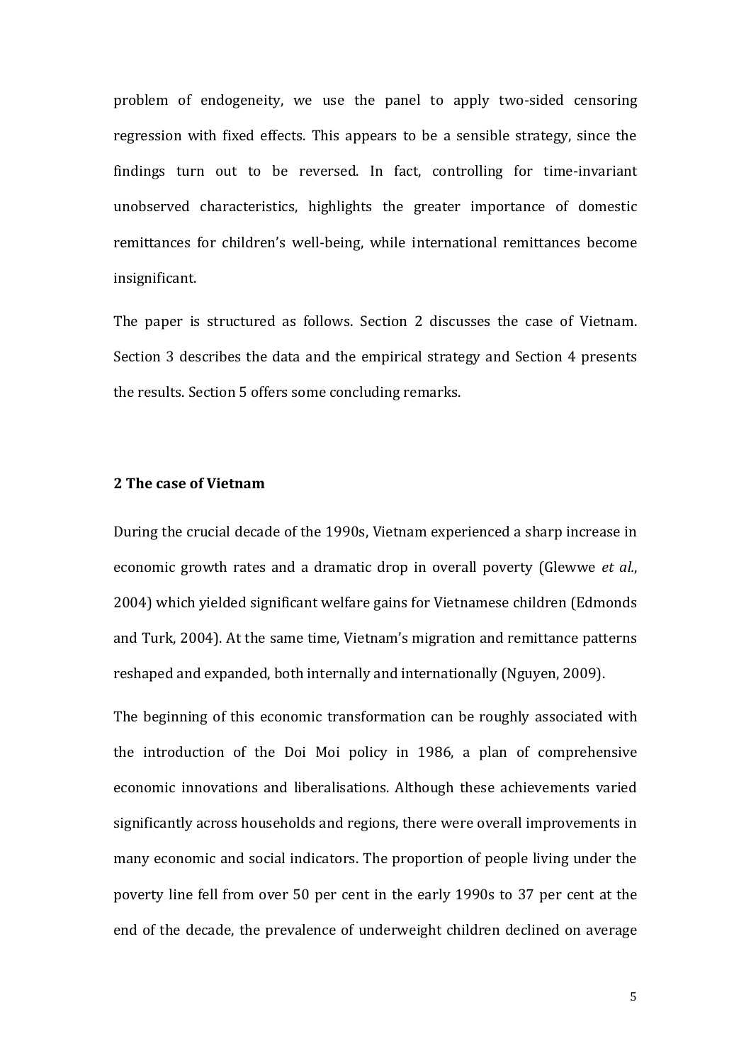problem of endogeneity, we use the panel to apply two-sided censoring regression with fixed effects. This appears to be a sensible strategy, since the findings turn out to be reversed. In fact, controlling for time-invariant unobserved characteristics, highlights the greater importance of domestic remittances for children's well-being, while international remittances become insignificant.

The paper is structured as follows. Section 2 discusses the case of Vietnam. Section 3 describes the data and the empirical strategy and Section 4 presents the results. Section 5 offers some concluding remarks.

## 2 The case of Vietnam

During the crucial decade of the 1990s, Vietnam experienced a sharp increase in economic growth rates and a dramatic drop in overall poverty (Glewwe *et al.*, 2004) which yielded significant welfare gains for Vietnamese children (Edmonds and Turk, 2004). At the same time, Vietnam's migration and remittance patterns reshaped and expanded, both internally and internationally (Nguyen, 2009).

The beginning of this economic transformation can be roughly associated with the introduction of the Doi Moi policy in 1986, a plan of comprehensive economic innovations and liberalisations. Although these achievements varied significantly across households and regions, there were overall improvements in many economic and social indicators. The proportion of people living under the poverty line fell from over 50 per cent in the early 1990s to 37 per cent at the end of the decade, the prevalence of underweight children declined on average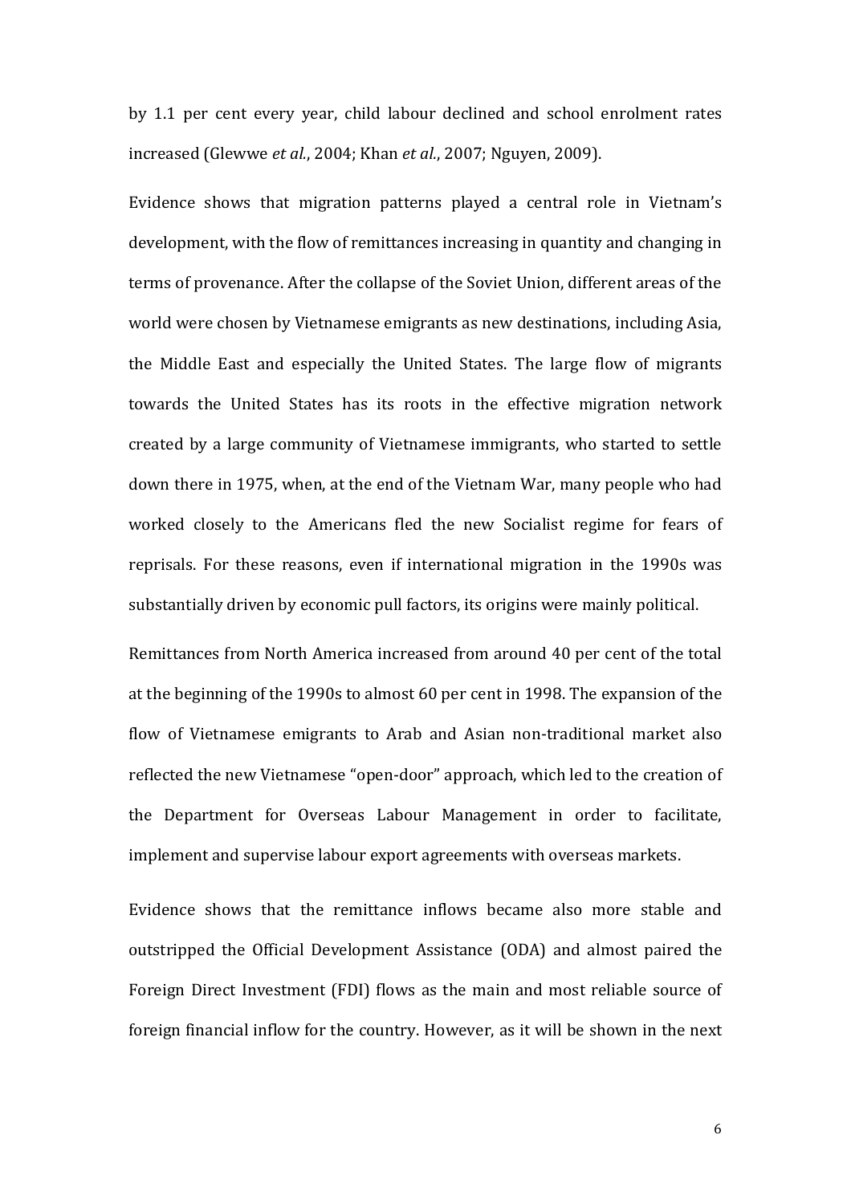by 1.1 per cent every year, child labour declined and school enrolment rates increased (Glewwe *et al.*, 2004; Khan *et al.*, 2007; Nguyen, 2009).

Evidence shows that migration patterns played a central role in Vietnam's development, with the flow of remittances increasing in quantity and changing in terms of provenance. After the collapse of the Soviet Union, different areas of the world were chosen by Vietnamese emigrants as new destinations, including Asia, the Middle East and especially the United States. The large flow of migrants towards the United States has its roots in the effective migration network created by a large community of Vietnamese immigrants, who started to settle down there in 1975, when, at the end of the Vietnam War, many people who had worked closely to the Americans fled the new Socialist regime for fears of reprisals. For these reasons, even if international migration in the 1990s was substantially driven by economic pull factors, its origins were mainly political.

Remittances from North America increased from around 40 per cent of the total at the beginning of the 1990s to almost 60 per cent in 1998. The expansion of the flow of Vietnamese emigrants to Arab and Asian non-traditional market also reflected the new Vietnamese "open-door" approach, which led to the creation of the Department for Overseas Labour Management in order to facilitate, implement and supervise labour export agreements with overseas markets.

Evidence shows that the remittance inflows became also more stable and outstripped the Official Development Assistance (ODA) and almost paired the Foreign Direct Investment (FDI) flows as the main and most reliable source of foreign financial inflow for the country. However, as it will be shown in the next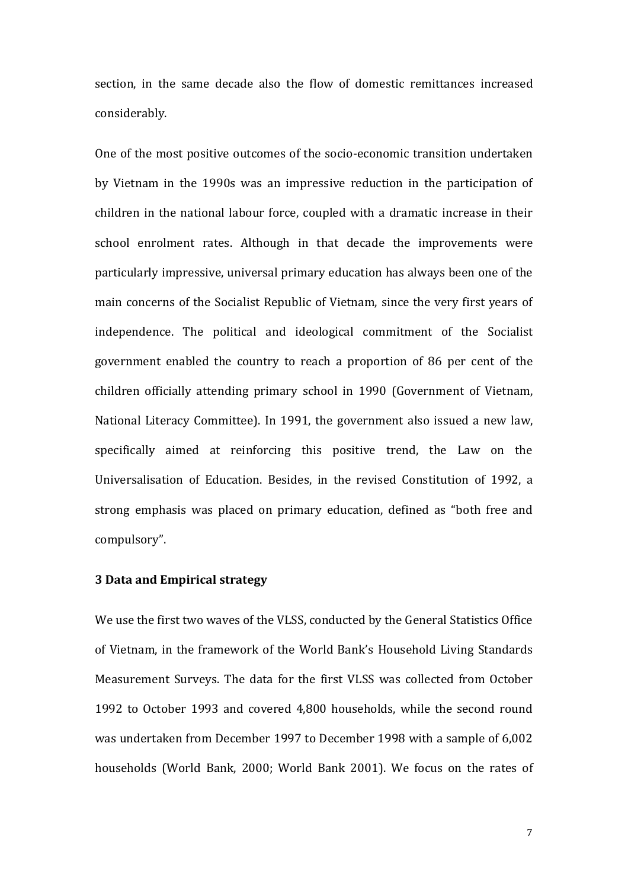section, in the same decade also the flow of domestic remittances increased considerably.

One of the most positive outcomes of the socio-economic transition undertaken by Vietnam in the 1990s was an impressive reduction in the participation of children in the national labour force, coupled with a dramatic increase in their school enrolment rates. Although in that decade the improvements were particularly impressive, universal primary education has always been one of the main concerns of the Socialist Republic of Vietnam, since the very first years of independence. The political and ideological commitment of the Socialist government enabled the country to reach a proportion of 86 per cent of the children officially attending primary school in 1990 (Government of Vietnam, National Literacy Committee). In 1991, the government also issued a new law, specifically aimed at reinforcing this positive trend, the Law on the Universalisation of Education. Besides, in the revised Constitution of 1992, a strong emphasis was placed on primary education, defined as "both free and compulsory".

## 3 Data and Empirical strategy

We use the first two waves of the VLSS, conducted by the General Statistics Office of Vietnam, in the framework of the World Bank's Household Living Standards Measurement Surveys. The data for the first VLSS was collected from October 1992 to October 1993 and covered 4,800 households, while the second round was undertaken from December 1997 to December 1998 with a sample of 6,002 households (World Bank, 2000; World Bank 2001). We focus on the rates of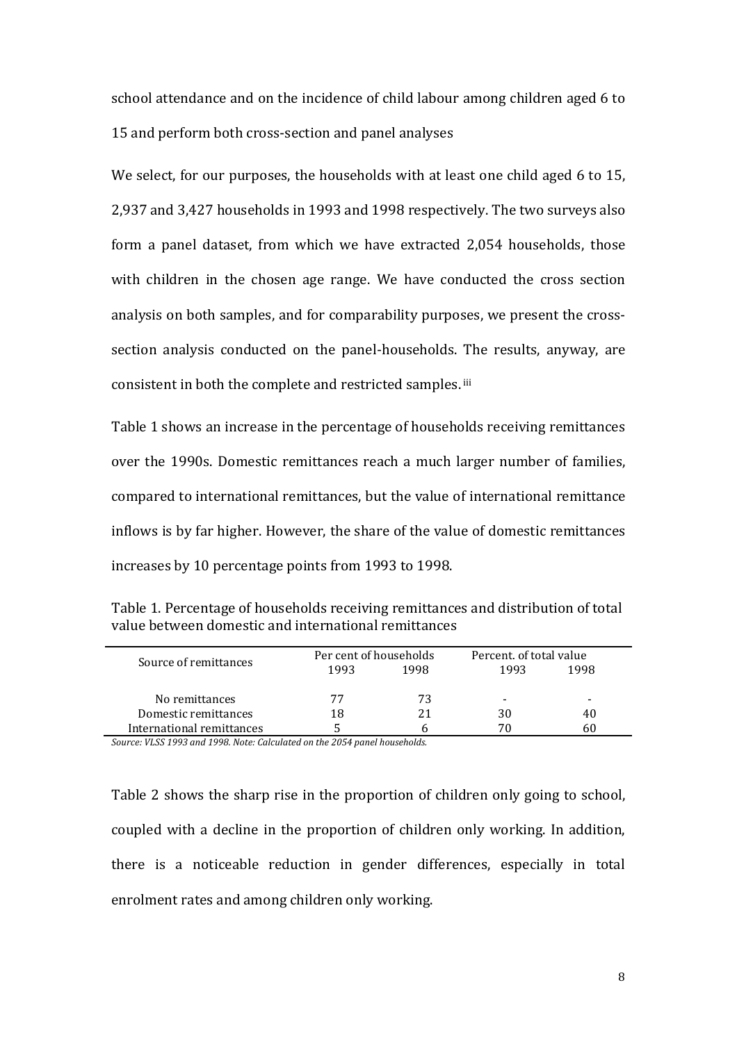school attendance and on the incidence of child labour among children aged 6 to 15 and perform both cross-section and panel analyses

We select, for our purposes, the households with at least one child aged 6 to 15, 2,937 and 3,427 households in 1993 and 1998 respectively. The two surveys also form a panel dataset, from which we have extracted 2,054 households, those with children in the chosen age range. We have conducted the cross section analysis on both samples, and for comparability purposes, we present the cross-section analysis conducted on the panel-households. The results, anyway, are consistent in both the complete and restricted samples. [iii]

Table 1 shows an increase in the percentage of households receiving remittances over the 1990s. Domestic remittances reach a much larger number of families, compared to international remittances, but the value of international remittance inflows is by far higher. However, the share of the value of domestic remittances increases by 10 percentage points from 1993 to 1998.

Table 1. Percentage of households receiving remittances and distribution of total value between domestic and international remittances

| Source of remittances | Per cent of households | | Percent. of total value | |
|---|---|---|---|---|
| | 1993 | 1998 | 1993 | 1998 |
| No remittances | 77 | 73 | - | - |
| Domestic remittances | 18 | 21 | 30 | 40 |
| International remittances | 5 | 6 | 70 | 60 |

*Source: VLSS 1993 and 1998. Note: Calculated on the 2054 panel households.*

Table 2 shows the sharp rise in the proportion of children only going to school, coupled with a decline in the proportion of children only working. In addition, there is a noticeable reduction in gender differences, especially in total enrolment rates and among children only working.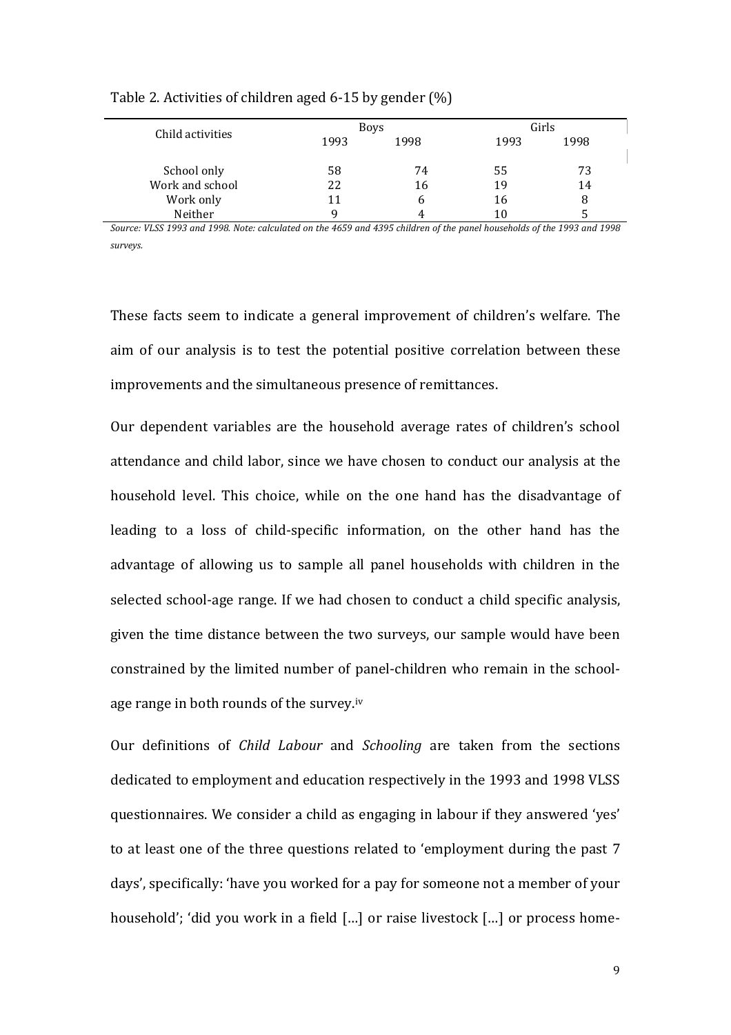Table 2. Activities of children aged 6-15 by gender (%)

| Child activities | Boys | | Girls | |
|---|---|---|---|---|
| | 1993 | 1998 | 1993 | 1998 |
| School only | 58 | 74 | 55 | 73 |
| Work and school | 22 | 16 | 19 | 14 |
| Work only | 11 | 6 | 16 | 8 |
| Neither | 9 | 4 | 10 | 5 |

*Source: VLSS 1993 and 1998. Note: calculated on the 4659 and 4395 children of the panel households of the 1993 and 1998 surveys.*

These facts seem to indicate a general improvement of children's welfare. The aim of our analysis is to test the potential positive correlation between these improvements and the simultaneous presence of remittances.

Our dependent variables are the household average rates of children's school attendance and child labor, since we have chosen to conduct our analysis at the household level. This choice, while on the one hand has the disadvantage of leading to a loss of child-specific information, on the other hand has the advantage of allowing us to sample all panel households with children in the selected school-age range. If we had chosen to conduct a child specific analysis, given the time distance between the two surveys, our sample would have been constrained by the limited number of panel-children who remain in the school-age range in both rounds of the survey.[iv]

Our definitions of *Child Labour* and *Schooling* are taken from the sections dedicated to employment and education respectively in the 1993 and 1998 VLSS questionnaires. We consider a child as engaging in labour if they answered 'yes' to at least one of the three questions related to 'employment during the past 7 days', specifically: 'have you worked for a pay for someone not a member of your household'; 'did you work in a field […] or raise livestock […] or process home-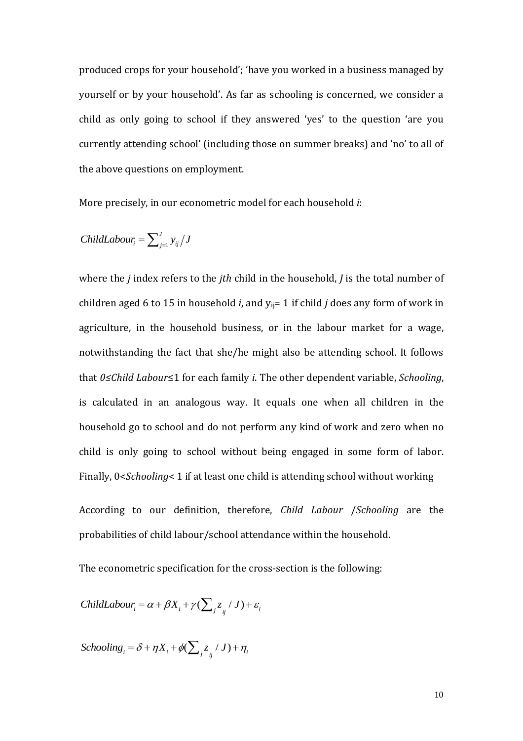produced crops for your household'; 'have you worked in a business managed by yourself or by your household'. As far as schooling is concerned, we consider a child as only going to school if they answered 'yes' to the question 'are you currently attending school' (including those on summer breaks) and 'no' to all of the above questions on employment.

More precisely, in our econometric model for each household *i*:

$$ChildLabour_i = \sum_{j=1}^{J} y_{ij} \Big/ J$$

where the *j* index refers to the *jth* child in the household, *J* is the total number of children aged 6 to 15 in household *i*, and $y_{ij}$= 1 if child *j* does any form of work in agriculture, in the household business, or in the labour market for a wage, notwithstanding the fact that she/he might also be attending school. It follows that *0≤Child Labour*≤1 for each family *i*. The other dependent variable, *Schooling*, is calculated in an analogous way. It equals one when all children in the household go to school and do not perform any kind of work and zero when no child is only going to school without being engaged in some form of labor. Finally, 0<*Schooling*< 1 if at least one child is attending school without working

According to our definition, therefore, *Child Labour* /*Schooling* are the probabilities of child labour/school attendance within the household.

The econometric specification for the cross-section is the following:

$$ChildLabour_i = \alpha + \beta X_i + \gamma (\sum_j z_{ij} / J) + \varepsilon_i$$

$$Schooling_i = \delta + \eta X_i + \phi (\sum_j z_{ij} / J) + \eta_i$$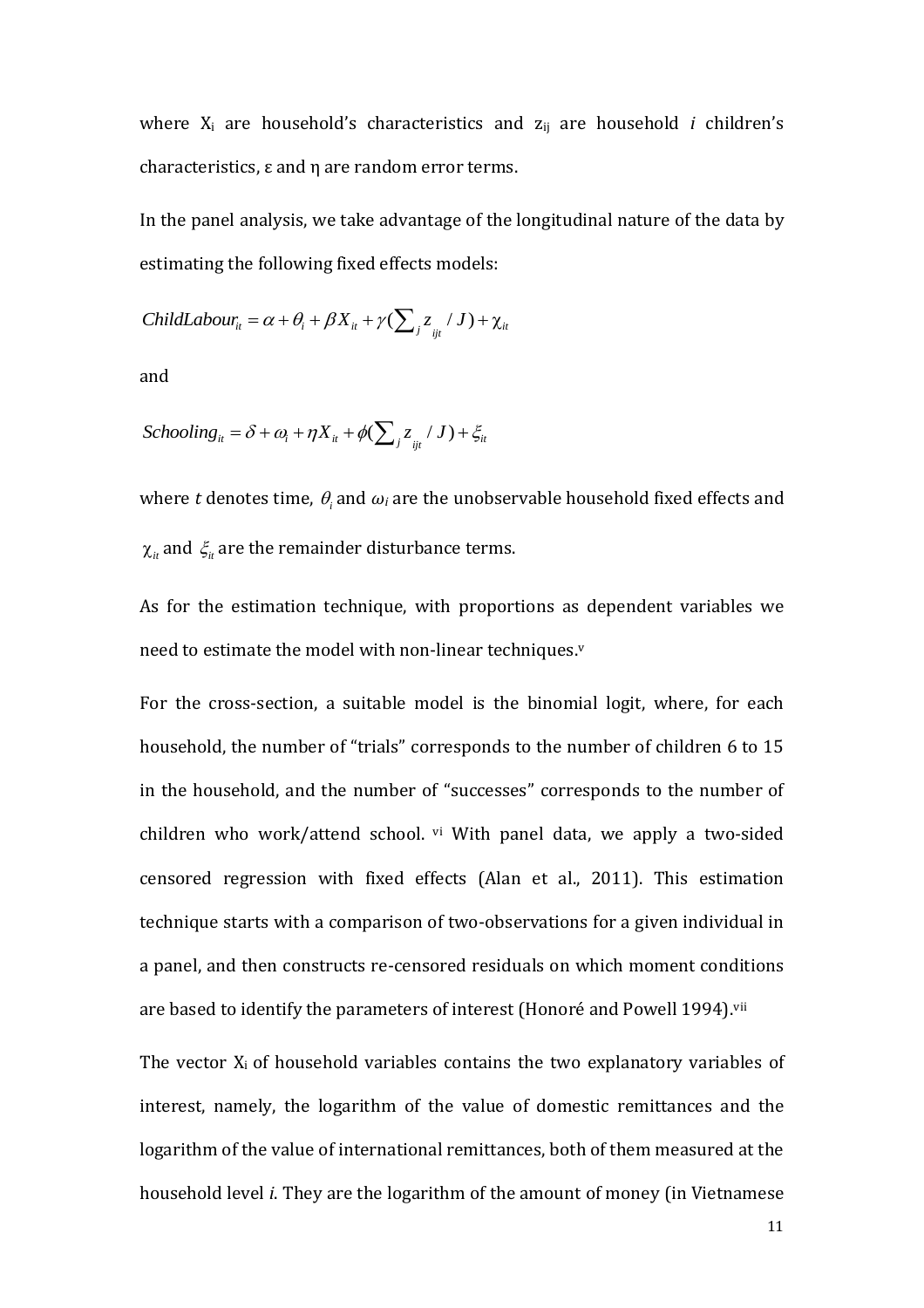where $X_i$ are household's characteristics and $z_{ij}$ are household *i* children's characteristics, ε and η are random error terms.

In the panel analysis, we take advantage of the longitudinal nature of the data by estimating the following fixed effects models:

$$ChildLabour_{it} = \alpha + \theta_i + \beta X_{it} + \gamma(\sum_j z_{ijt} / J) + \chi_{it}$$

and

$$Schooling_{it} = \delta + \omega_i + \eta X_{it} + \phi(\sum_j z_{ijt} / J) + \xi_{it}$$

where *t* denotes time, $\theta_i$ and $\omega_i$ are the unobservable household fixed effects and $\chi_{it}$ and $\xi_{it}$ are the remainder disturbance terms.

As for the estimation technique, with proportions as dependent variables we need to estimate the model with non-linear techniques.[v]

For the cross-section, a suitable model is the binomial logit, where, for each household, the number of "trials" corresponds to the number of children 6 to 15 in the household, and the number of "successes" corresponds to the number of children who work/attend school. [vi] With panel data, we apply a two-sided censored regression with fixed effects (Alan et al., 2011). This estimation technique starts with a comparison of two-observations for a given individual in a panel, and then constructs re-censored residuals on which moment conditions are based to identify the parameters of interest (Honoré and Powell 1994).[vii]

The vector $X_i$ of household variables contains the two explanatory variables of interest, namely, the logarithm of the value of domestic remittances and the logarithm of the value of international remittances, both of them measured at the household level *i*. They are the logarithm of the amount of money (in Vietnamese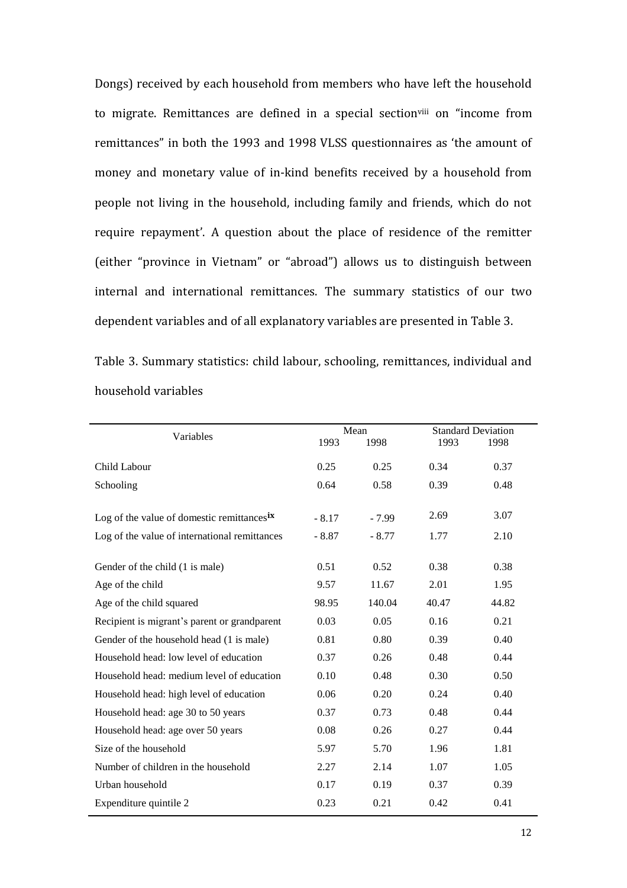Dongs) received by each household from members who have left the household to migrate. Remittances are defined in a special section[viii] on "income from remittances" in both the 1993 and 1998 VLSS questionnaires as 'the amount of money and monetary value of in-kind benefits received by a household from people not living in the household, including family and friends, which do not require repayment'. A question about the place of residence of the remitter (either "province in Vietnam" or "abroad") allows us to distinguish between internal and international remittances. The summary statistics of our two dependent variables and of all explanatory variables are presented in Table 3.

Table 3. Summary statistics: child labour, schooling, remittances, individual and household variables

| Variables | Mean | | Standard Deviation | |
|---|---|---|---|---|
| | 1993 | 1998 | 1993 | 1998 |
| Child Labour | 0.25 | 0.25 | 0.34 | 0.37 |
| Schooling | 0.64 | 0.58 | 0.39 | 0.48 |
| Log of the value of domestic remittances[ix] | - 8.17 | - 7.99 | 2.69 | 3.07 |
| Log of the value of international remittances | - 8.87 | - 8.77 | 1.77 | 2.10 |
| Gender of the child (1 is male) | 0.51 | 0.52 | 0.38 | 0.38 |
| Age of the child | 9.57 | 11.67 | 2.01 | 1.95 |
| Age of the child squared | 98.95 | 140.04 | 40.47 | 44.82 |
| Recipient is migrant's parent or grandparent | 0.03 | 0.05 | 0.16 | 0.21 |
| Gender of the household head (1 is male) | 0.81 | 0.80 | 0.39 | 0.40 |
| Household head: low level of education | 0.37 | 0.26 | 0.48 | 0.44 |
| Household head: medium level of education | 0.10 | 0.48 | 0.30 | 0.50 |
| Household head: high level of education | 0.06 | 0.20 | 0.24 | 0.40 |
| Household head: age 30 to 50 years | 0.37 | 0.73 | 0.48 | 0.44 |
| Household head: age over 50 years | 0.08 | 0.26 | 0.27 | 0.44 |
| Size of the household | 5.97 | 5.70 | 1.96 | 1.81 |
| Number of children in the household | 2.27 | 2.14 | 1.07 | 1.05 |
| Urban household | 0.17 | 0.19 | 0.37 | 0.39 |
| Expenditure quintile 2 | 0.23 | 0.21 | 0.42 | 0.41 |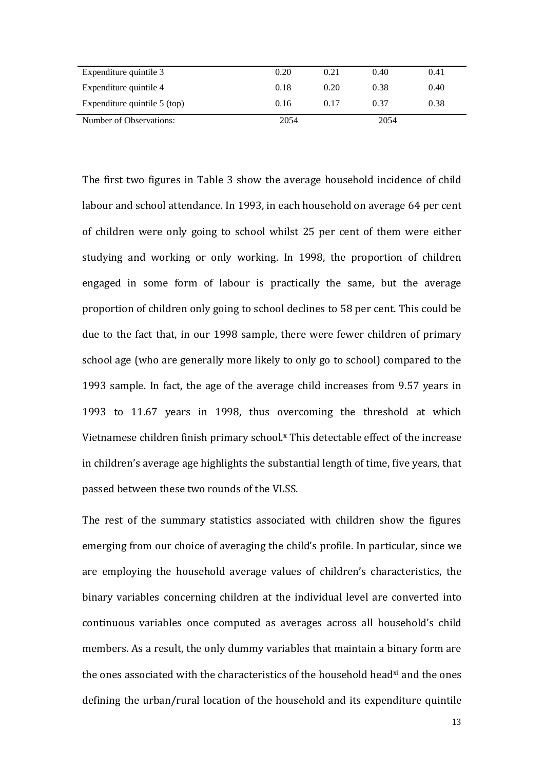| Expenditure quintile 3 | 0.20 | 0.21 | 0.40 | 0.41 |
|---|---|---|---|---|
| Expenditure quintile 4 | 0.18 | 0.20 | 0.38 | 0.40 |
| Expenditure quintile 5 (top) | 0.16 | 0.17 | 0.37 | 0.38 |
| Number of Observations: | 2054 | | 2054 | |

The first two figures in Table 3 show the average household incidence of child labour and school attendance. In 1993, in each household on average 64 per cent of children were only going to school whilst 25 per cent of them were either studying and working or only working. In 1998, the proportion of children engaged in some form of labour is practically the same, but the average proportion of children only going to school declines to 58 per cent. This could be due to the fact that, in our 1998 sample, there were fewer children of primary school age (who are generally more likely to only go to school) compared to the 1993 sample. In fact, the age of the average child increases from 9.57 years in 1993 to 11.67 years in 1998, thus overcoming the threshold at which Vietnamese children finish primary school.[x] This detectable effect of the increase in children's average age highlights the substantial length of time, five years, that passed between these two rounds of the VLSS.

The rest of the summary statistics associated with children show the figures emerging from our choice of averaging the child's profile. In particular, since we are employing the household average values of children's characteristics, the binary variables concerning children at the individual level are converted into continuous variables once computed as averages across all household's child members. As a result, the only dummy variables that maintain a binary form are the ones associated with the characteristics of the household head[xi] and the ones defining the urban/rural location of the household and its expenditure quintile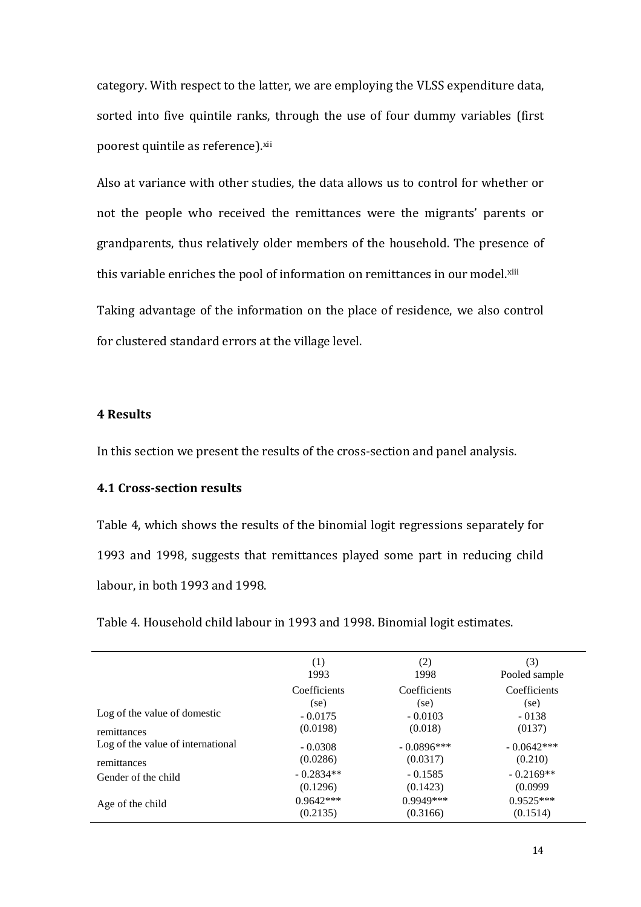category. With respect to the latter, we are employing the VLSS expenditure data, sorted into five quintile ranks, through the use of four dummy variables (first poorest quintile as reference).[xii]

Also at variance with other studies, the data allows us to control for whether or not the people who received the remittances were the migrants' parents or grandparents, thus relatively older members of the household. The presence of this variable enriches the pool of information on remittances in our model.[xiii]

Taking advantage of the information on the place of residence, we also control for clustered standard errors at the village level.

## 4 Results

In this section we present the results of the cross-section and panel analysis.

### 4.1 Cross-section results

Table 4, which shows the results of the binomial logit regressions separately for 1993 and 1998, suggests that remittances played some part in reducing child labour, in both 1993 and 1998.

Table 4. Household child labour in 1993 and 1998. Binomial logit estimates.

| | (1) 1993 | (2) 1998 | (3) Pooled sample |
|---|---|---|---|
| | Coefficients (se) | Coefficients (se) | Coefficients (se) |
| Log of the value of domestic remittances | - 0.0175 | - 0.0103 | - 0138 |
| | (0.0198) | (0.018) | (0137) |
| Log of the value of international remittances | - 0.0308 | - 0.0896*** | - 0.0642*** |
| | (0.0286) | (0.0317) | (0.210) |
| Gender of the child | - 0.2834** | - 0.1585 | - 0.2169** |
| | (0.1296) | (0.1423) | (0.0999 |
| Age of the child | 0.9642*** | 0.9949*** | 0.9525*** |
| | (0.2135) | (0.3166) | (0.1514) |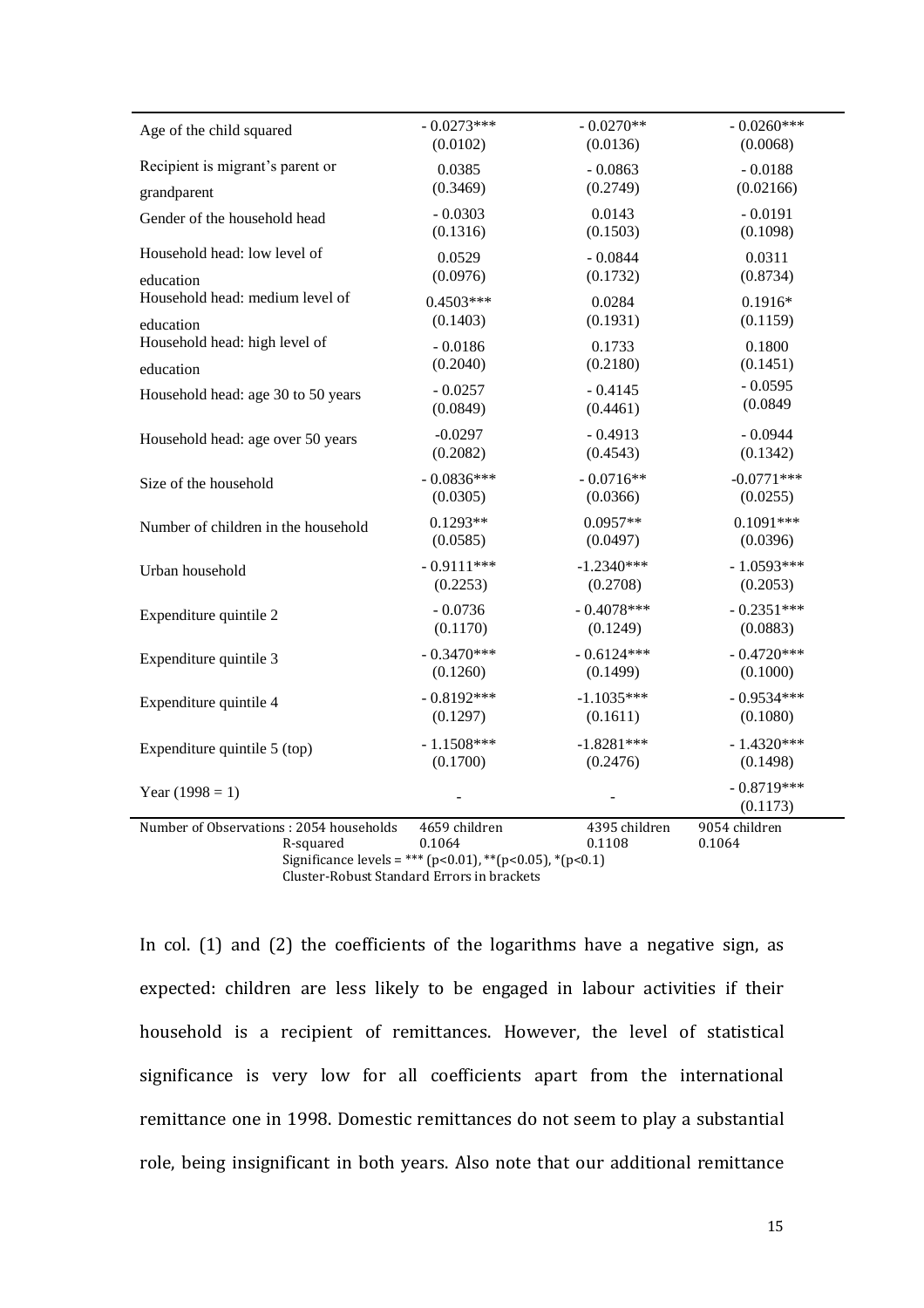| | | | |
|---|---|---|---|
| Age of the child squared | - 0.0273***<br>(0.0102) | - 0.0270**<br>(0.0136) | - 0.0260***<br>(0.0068) |
| Recipient is migrant's parent or grandparent | 0.0385<br>(0.3469) | - 0.0863<br>(0.2749) | - 0.0188<br>(0.02166) |
| Gender of the household head | - 0.0303<br>(0.1316) | 0.0143<br>(0.1503) | - 0.0191<br>(0.1098) |
| Household head: low level of education | 0.0529<br>(0.0976) | - 0.0844<br>(0.1732) | 0.0311<br>(0.8734) |
| Household head: medium level of education | 0.4503***<br>(0.1403) | 0.0284<br>(0.1931) | 0.1916*<br>(0.1159) |
| Household head: high level of education | - 0.0186<br>(0.2040) | 0.1733<br>(0.2180) | 0.1800<br>(0.1451) |
| Household head: age 30 to 50 years | - 0.0257<br>(0.0849) | - 0.4145<br>(0.4461) | - 0.0595<br>(0.0849 |
| Household head: age over 50 years | -0.0297<br>(0.2082) | - 0.4913<br>(0.4543) | - 0.0944<br>(0.1342) |
| Size of the household | - 0.0836***<br>(0.0305) | - 0.0716**<br>(0.0366) | -0.0771***<br>(0.0255) |
| Number of children in the household | 0.1293**<br>(0.0585) | 0.0957**<br>(0.0497) | 0.1091***<br>(0.0396) |
| Urban household | - 0.9111***<br>(0.2253) | -1.2340***<br>(0.2708) | - 1.0593***<br>(0.2053) |
| Expenditure quintile 2 | - 0.0736<br>(0.1170) | - 0.4078***<br>(0.1249) | - 0.2351***<br>(0.0883) |
| Expenditure quintile 3 | - 0.3470***<br>(0.1260) | - 0.6124***<br>(0.1499) | - 0.4720***<br>(0.1000) |
| Expenditure quintile 4 | - 0.8192***<br>(0.1297) | -1.1035***<br>(0.1611) | - 0.9534***<br>(0.1080) |
| Expenditure quintile 5 (top) | - 1.1508***<br>(0.1700) | -1.8281***<br>(0.2476) | - 1.4320***<br>(0.1498) |
| Year (1998 = 1) | - | - | - 0.8719***<br>(0.1173) |
| Number of Observations : 2054 households | 4659 children | 4395 children | 9054 children |
| R-squared | 0.1064 | 0.1108 | 0.1064 |

Significance levels = *** (p<0.01), **(p<0.05), *(p<0.1)
Cluster-Robust Standard Errors in brackets

In col. (1) and (2) the coefficients of the logarithms have a negative sign, as expected: children are less likely to be engaged in labour activities if their household is a recipient of remittances. However, the level of statistical significance is very low for all coefficients apart from the international remittance one in 1998. Domestic remittances do not seem to play a substantial role, being insignificant in both years. Also note that our additional remittance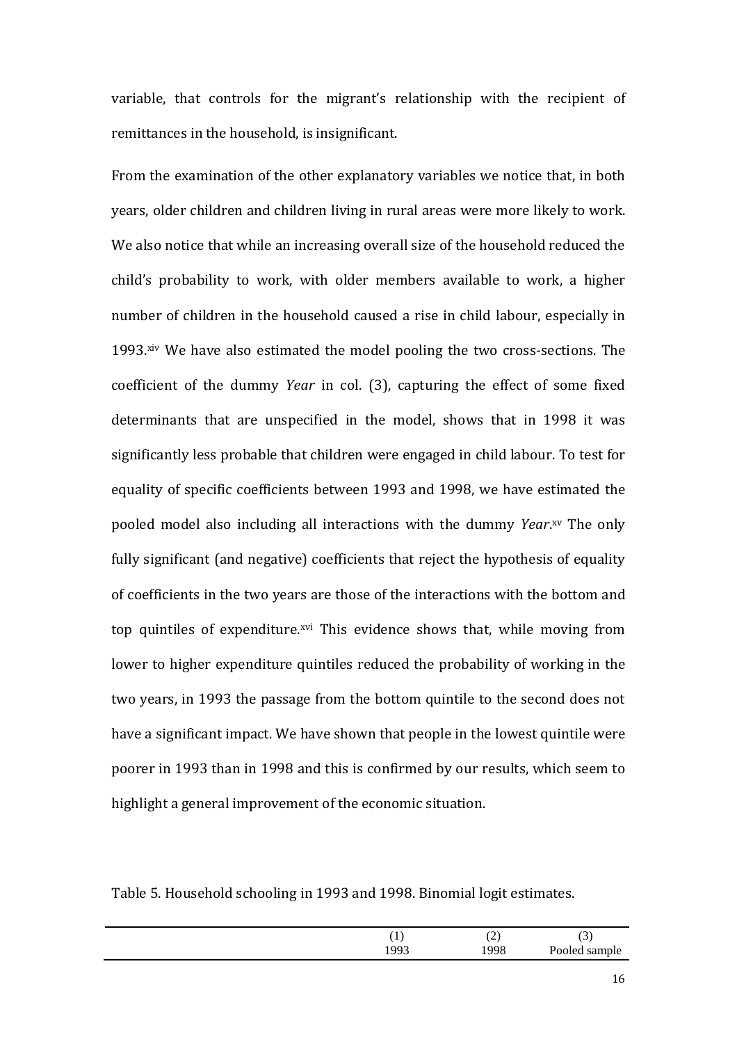variable, that controls for the migrant's relationship with the recipient of remittances in the household, is insignificant.

From the examination of the other explanatory variables we notice that, in both years, older children and children living in rural areas were more likely to work. We also notice that while an increasing overall size of the household reduced the child's probability to work, with older members available to work, a higher number of children in the household caused a rise in child labour, especially in 1993.[xiv] We have also estimated the model pooling the two cross-sections. The coefficient of the dummy *Year* in col. (3), capturing the effect of some fixed determinants that are unspecified in the model, shows that in 1998 it was significantly less probable that children were engaged in child labour. To test for equality of specific coefficients between 1993 and 1998, we have estimated the pooled model also including all interactions with the dummy *Year*.[xv] The only fully significant (and negative) coefficients that reject the hypothesis of equality of coefficients in the two years are those of the interactions with the bottom and top quintiles of expenditure.[xvi] This evidence shows that, while moving from lower to higher expenditure quintiles reduced the probability of working in the two years, in 1993 the passage from the bottom quintile to the second does not have a significant impact. We have shown that people in the lowest quintile were poorer in 1993 than in 1998 and this is confirmed by our results, which seem to highlight a general improvement of the economic situation.

Table 5. Household schooling in 1993 and 1998. Binomial logit estimates.

| | (1) 1993 | (2) 1998 | (3) Pooled sample |
|---|---|---|---|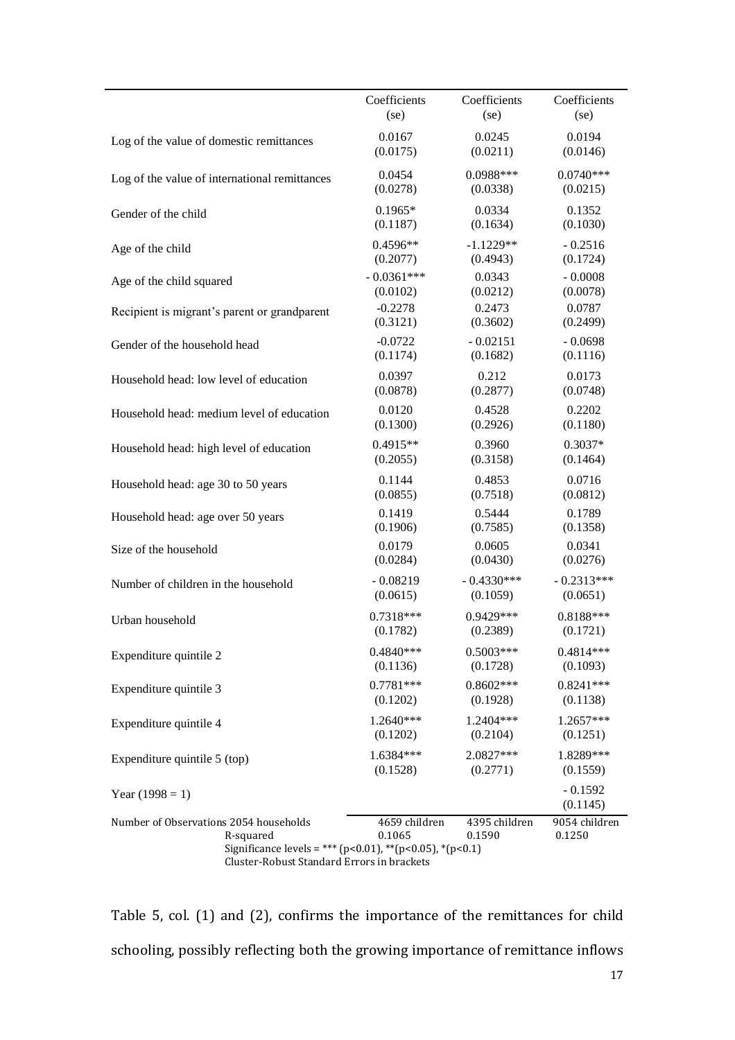| | Coefficients (se) | Coefficients (se) | Coefficients (se) |
|---|---|---|---|
| Log of the value of domestic remittances | 0.0167 (0.0175) | 0.0245 (0.0211) | 0.0194 (0.0146) |
| Log of the value of international remittances | 0.0454 (0.0278) | 0.0988*** (0.0338) | 0.0740*** (0.0215) |
| Gender of the child | 0.1965* (0.1187) | 0.0334 (0.1634) | 0.1352 (0.1030) |
| Age of the child | 0.4596** (0.2077) | -1.1229** (0.4943) | - 0.2516 (0.1724) |
| Age of the child squared | - 0.0361*** (0.0102) | 0.0343 (0.0212) | - 0.0008 (0.0078) |
| Recipient is migrant's parent or grandparent | -0.2278 (0.3121) | 0.2473 (0.3602) | 0.0787 (0.2499) |
| Gender of the household head | -0.0722 (0.1174) | - 0.02151 (0.1682) | - 0.0698 (0.1116) |
| Household head: low level of education | 0.0397 (0.0878) | 0.212 (0.2877) | 0.0173 (0.0748) |
| Household head: medium level of education | 0.0120 (0.1300) | 0.4528 (0.2926) | 0.2202 (0.1180) |
| Household head: high level of education | 0.4915** (0.2055) | 0.3960 (0.3158) | 0.3037* (0.1464) |
| Household head: age 30 to 50 years | 0.1144 (0.0855) | 0.4853 (0.7518) | 0.0716 (0.0812) |
| Household head: age over 50 years | 0.1419 (0.1906) | 0.5444 (0.7585) | 0.1789 (0.1358) |
| Size of the household | 0.0179 (0.0284) | 0.0605 (0.0430) | 0.0341 (0.0276) |
| Number of children in the household | - 0.08219 (0.0615) | - 0.4330*** (0.1059) | - 0.2313*** (0.0651) |
| Urban household | 0.7318*** (0.1782) | 0.9429*** (0.2389) | 0.8188*** (0.1721) |
| Expenditure quintile 2 | 0.4840*** (0.1136) | 0.5003*** (0.1728) | 0.4814*** (0.1093) |
| Expenditure quintile 3 | 0.7781*** (0.1202) | 0.8602*** (0.1928) | 0.8241*** (0.1138) |
| Expenditure quintile 4 | 1.2640*** (0.1202) | 1.2404*** (0.2104) | 1.2657*** (0.1251) |
| Expenditure quintile 5 (top) | 1.6384*** (0.1528) | 2.0827*** (0.2771) | 1.8289*** (0.1559) |
| Year (1998 = 1) | | | - 0.1592 (0.1145) |
| Number of Observations 2054 households | 4659 children | 4395 children | 9054 children |
| R-squared | 0.1065 | 0.1590 | 0.1250 |

Significance levels = *** (p<0.01), **(p<0.05), *(p<0.1)
Cluster-Robust Standard Errors in brackets

Table 5, col. (1) and (2), confirms the importance of the remittances for child schooling, possibly reflecting both the growing importance of remittance inflows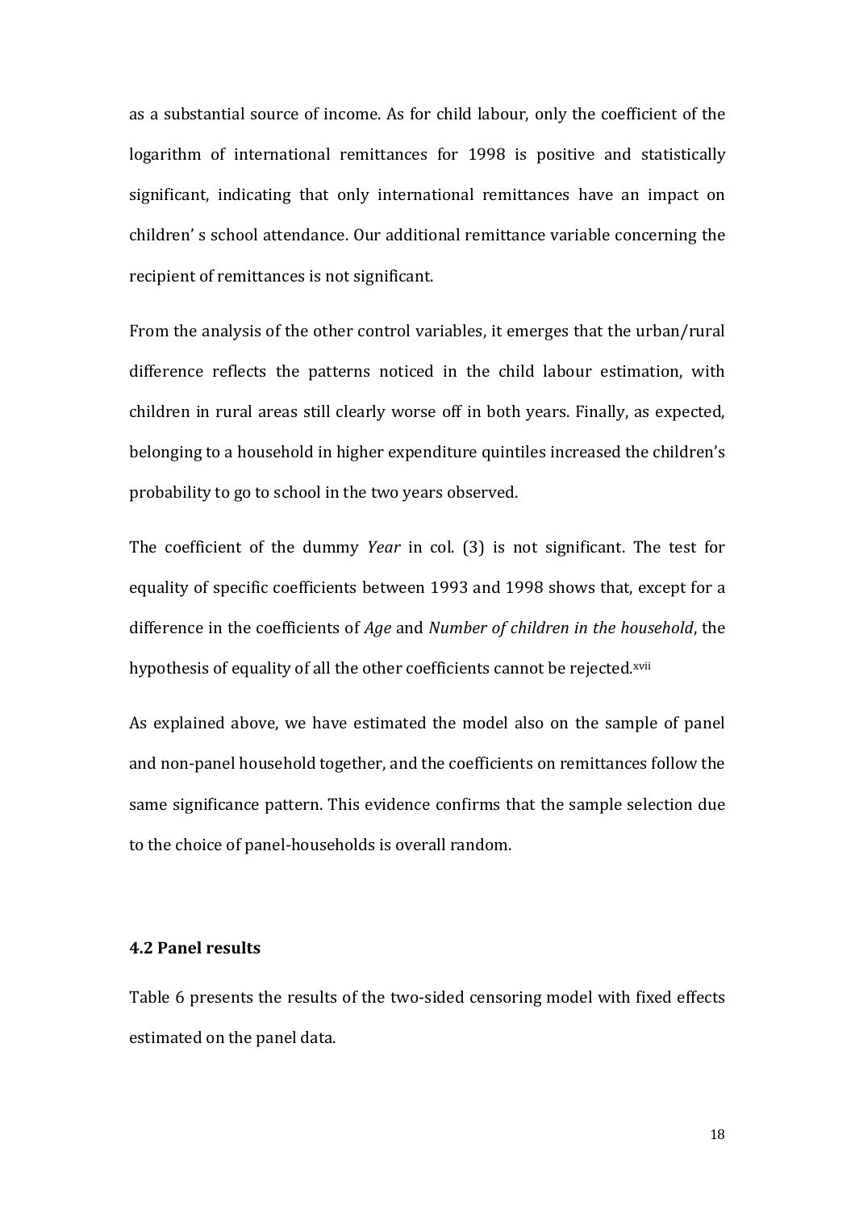as a substantial source of income. As for child labour, only the coefficient of the logarithm of international remittances for 1998 is positive and statistically significant, indicating that only international remittances have an impact on children' s school attendance. Our additional remittance variable concerning the recipient of remittances is not significant.

From the analysis of the other control variables, it emerges that the urban/rural difference reflects the patterns noticed in the child labour estimation, with children in rural areas still clearly worse off in both years. Finally, as expected, belonging to a household in higher expenditure quintiles increased the children's probability to go to school in the two years observed.

The coefficient of the dummy *Year* in col. (3) is not significant. The test for equality of specific coefficients between 1993 and 1998 shows that, except for a difference in the coefficients of *Age* and *Number of children in the household*, the hypothesis of equality of all the other coefficients cannot be rejected.[xvii]

As explained above, we have estimated the model also on the sample of panel and non-panel household together, and the coefficients on remittances follow the same significance pattern. This evidence confirms that the sample selection due to the choice of panel-households is overall random.

### 4.2 Panel results

Table 6 presents the results of the two-sided censoring model with fixed effects estimated on the panel data.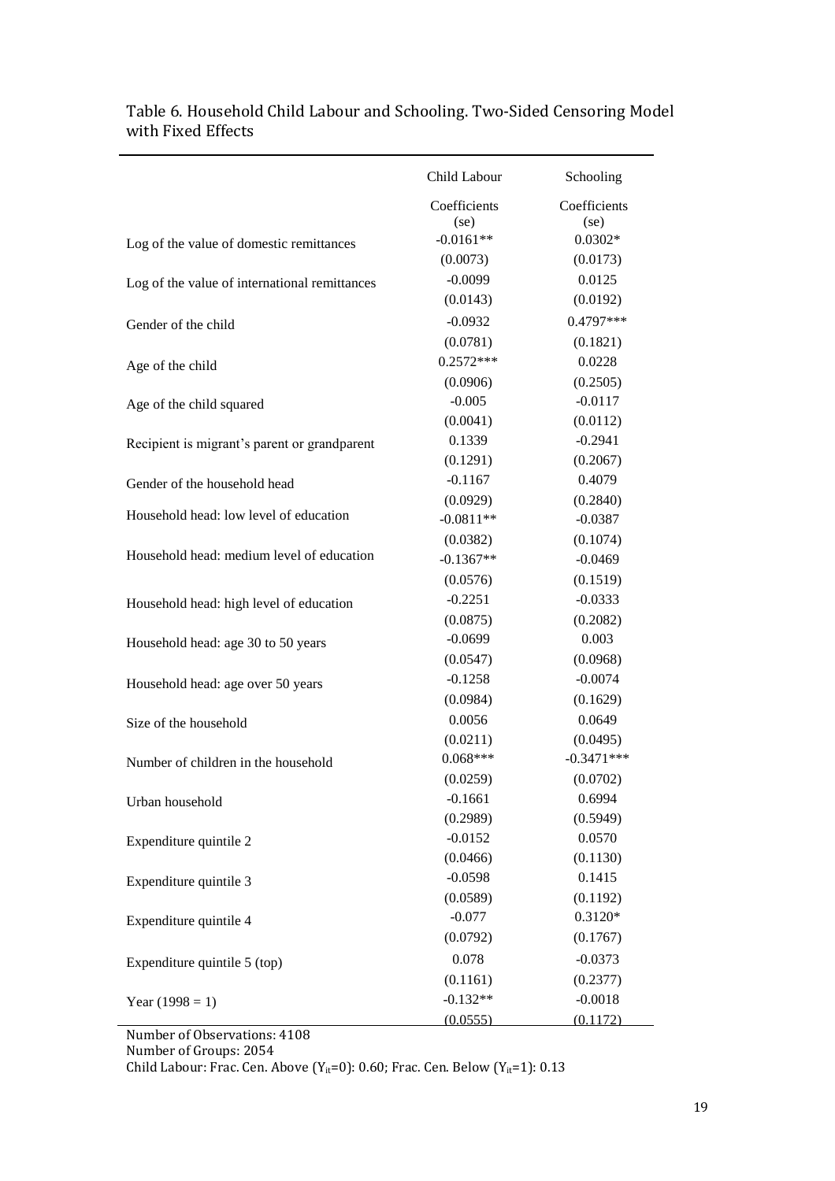Table 6. Household Child Labour and Schooling. Two-Sided Censoring Model with Fixed Effects

| | Child Labour | Schooling |
|---|---|---|
| | Coefficients (se) | Coefficients (se) |
| Log of the value of domestic remittances | -0.0161** | 0.0302* |
| | (0.0073) | (0.0173) |
| Log of the value of international remittances | -0.0099 | 0.0125 |
| | (0.0143) | (0.0192) |
| Gender of the child | -0.0932 | 0.4797*** |
| | (0.0781) | (0.1821) |
| Age of the child | 0.2572*** | 0.0228 |
| | (0.0906) | (0.2505) |
| Age of the child squared | -0.005 | -0.0117 |
| | (0.0041) | (0.0112) |
| Recipient is migrant's parent or grandparent | 0.1339 | -0.2941 |
| | (0.1291) | (0.2067) |
| Gender of the household head | -0.1167 | 0.4079 |
| | (0.0929) | (0.2840) |
| Household head: low level of education | -0.0811** | -0.0387 |
| | (0.0382) | (0.1074) |
| Household head: medium level of education | -0.1367** | -0.0469 |
| | (0.0576) | (0.1519) |
| Household head: high level of education | -0.2251 | -0.0333 |
| | (0.0875) | (0.2082) |
| Household head: age 30 to 50 years | -0.0699 | 0.003 |
| | (0.0547) | (0.0968) |
| Household head: age over 50 years | -0.1258 | -0.0074 |
| | (0.0984) | (0.1629) |
| Size of the household | 0.0056 | 0.0649 |
| | (0.0211) | (0.0495) |
| Number of children in the household | 0.068*** | -0.3471*** |
| | (0.0259) | (0.0702) |
| Urban household | -0.1661 | 0.6994 |
| | (0.2989) | (0.5949) |
| Expenditure quintile 2 | -0.0152 | 0.0570 |
| | (0.0466) | (0.1130) |
| Expenditure quintile 3 | -0.0598 | 0.1415 |
| | (0.0589) | (0.1192) |
| Expenditure quintile 4 | -0.077 | 0.3120* |
| | (0.0792) | (0.1767) |
| Expenditure quintile 5 (top) | 0.078 | -0.0373 |
| | (0.1161) | (0.2377) |
| Year (1998 = 1) | -0.132** | -0.0018 |
| | (0.0555) | (0.1172) |

Number of Observations: 4108

Number of Groups: 2054

Child Labour: Frac. Cen. Above ($Y_{it}$=0): 0.60; Frac. Cen. Below ($Y_{it}$=1): 0.13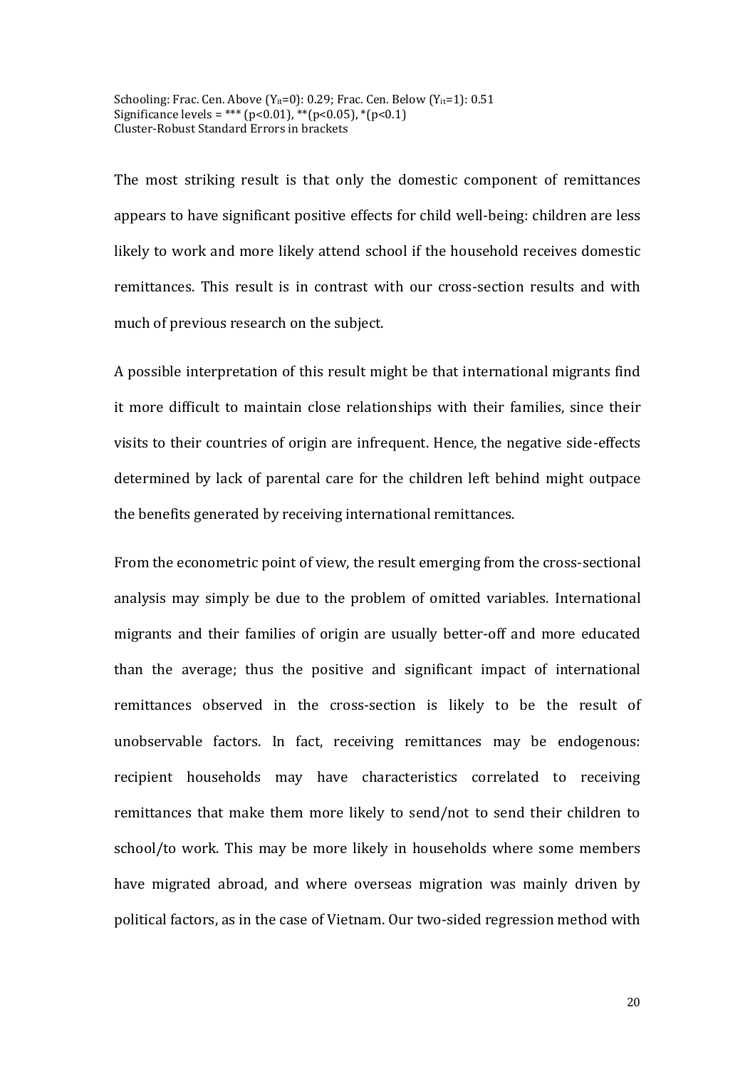Schooling: Frac. Cen. Above ($Y_{it}$=0): 0.29; Frac. Cen. Below ($Y_{it}$=1): 0.51
Significance levels = *** (p<0.01), **(p<0.05), *(p<0.1)
Cluster-Robust Standard Errors in brackets

The most striking result is that only the domestic component of remittances appears to have significant positive effects for child well-being: children are less likely to work and more likely attend school if the household receives domestic remittances. This result is in contrast with our cross-section results and with much of previous research on the subject.

A possible interpretation of this result might be that international migrants find it more difficult to maintain close relationships with their families, since their visits to their countries of origin are infrequent. Hence, the negative side-effects determined by lack of parental care for the children left behind might outpace the benefits generated by receiving international remittances.

From the econometric point of view, the result emerging from the cross-sectional analysis may simply be due to the problem of omitted variables. International migrants and their families of origin are usually better-off and more educated than the average; thus the positive and significant impact of international remittances observed in the cross-section is likely to be the result of unobservable factors. In fact, receiving remittances may be endogenous: recipient households may have characteristics correlated to receiving remittances that make them more likely to send/not to send their children to school/to work. This may be more likely in households where some members have migrated abroad, and where overseas migration was mainly driven by political factors, as in the case of Vietnam. Our two-sided regression method with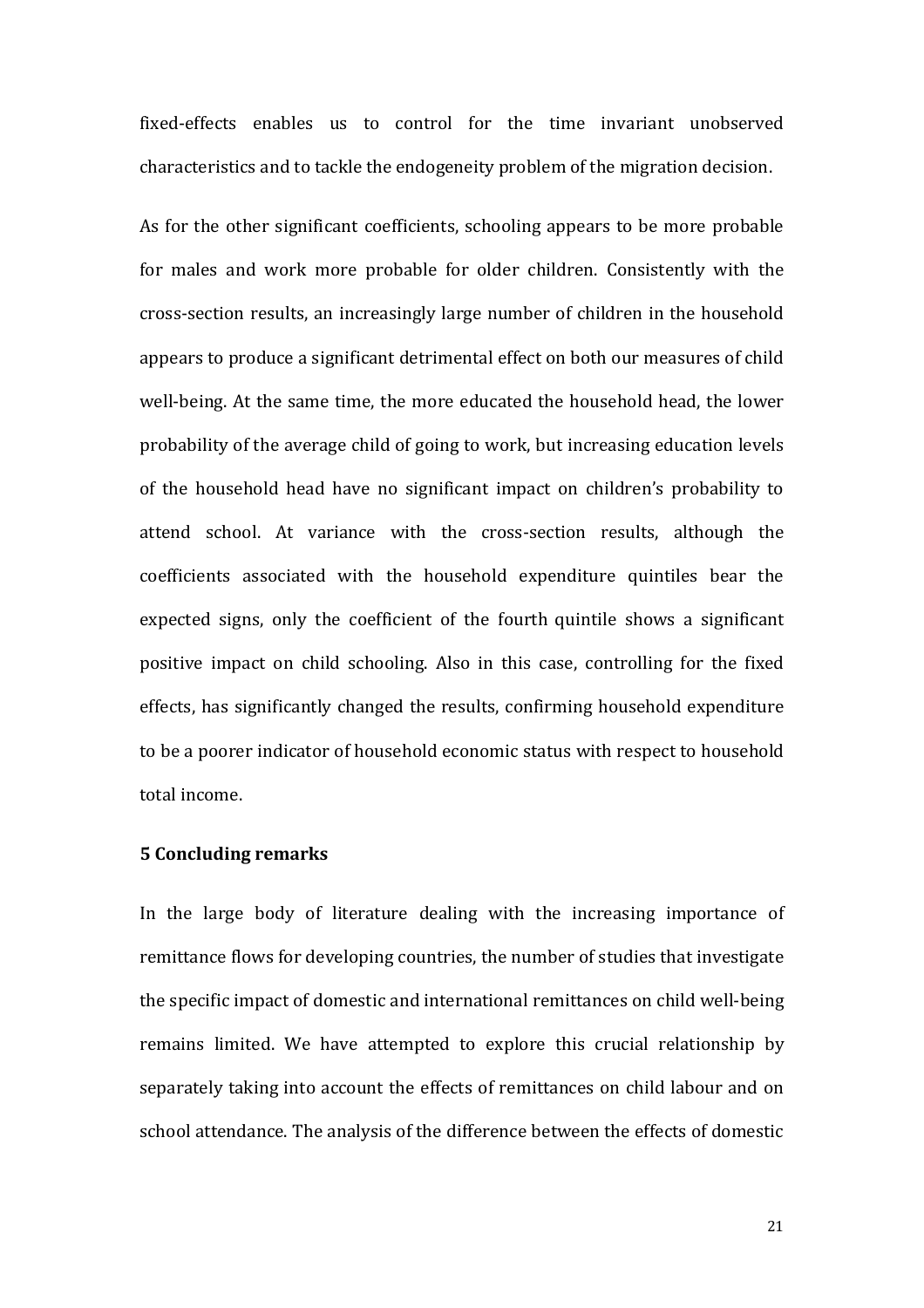fixed-effects enables us to control for the time invariant unobserved characteristics and to tackle the endogeneity problem of the migration decision.

As for the other significant coefficients, schooling appears to be more probable for males and work more probable for older children. Consistently with the cross-section results, an increasingly large number of children in the household appears to produce a significant detrimental effect on both our measures of child well-being. At the same time, the more educated the household head, the lower probability of the average child of going to work, but increasing education levels of the household head have no significant impact on children's probability to attend school. At variance with the cross-section results, although the coefficients associated with the household expenditure quintiles bear the expected signs, only the coefficient of the fourth quintile shows a significant positive impact on child schooling. Also in this case, controlling for the fixed effects, has significantly changed the results, confirming household expenditure to be a poorer indicator of household economic status with respect to household total income.

## 5 Concluding remarks

In the large body of literature dealing with the increasing importance of remittance flows for developing countries, the number of studies that investigate the specific impact of domestic and international remittances on child well-being remains limited. We have attempted to explore this crucial relationship by separately taking into account the effects of remittances on child labour and on school attendance. The analysis of the difference between the effects of domestic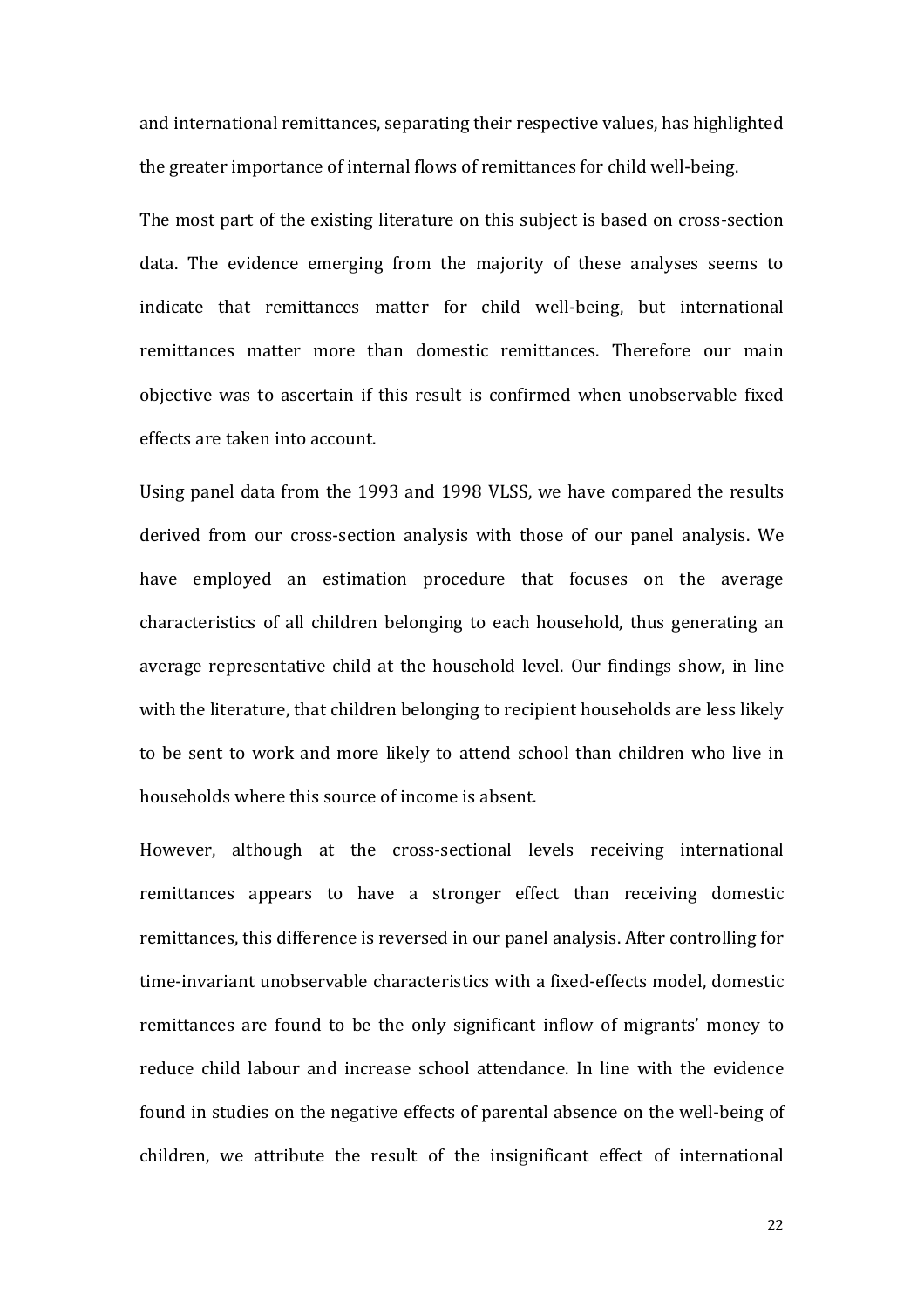and international remittances, separating their respective values, has highlighted the greater importance of internal flows of remittances for child well-being.

The most part of the existing literature on this subject is based on cross-section data. The evidence emerging from the majority of these analyses seems to indicate that remittances matter for child well-being, but international remittances matter more than domestic remittances. Therefore our main objective was to ascertain if this result is confirmed when unobservable fixed effects are taken into account.

Using panel data from the 1993 and 1998 VLSS, we have compared the results derived from our cross-section analysis with those of our panel analysis. We have employed an estimation procedure that focuses on the average characteristics of all children belonging to each household, thus generating an average representative child at the household level. Our findings show, in line with the literature, that children belonging to recipient households are less likely to be sent to work and more likely to attend school than children who live in households where this source of income is absent.

However, although at the cross-sectional levels receiving international remittances appears to have a stronger effect than receiving domestic remittances, this difference is reversed in our panel analysis. After controlling for time-invariant unobservable characteristics with a fixed-effects model, domestic remittances are found to be the only significant inflow of migrants' money to reduce child labour and increase school attendance. In line with the evidence found in studies on the negative effects of parental absence on the well-being of children, we attribute the result of the insignificant effect of international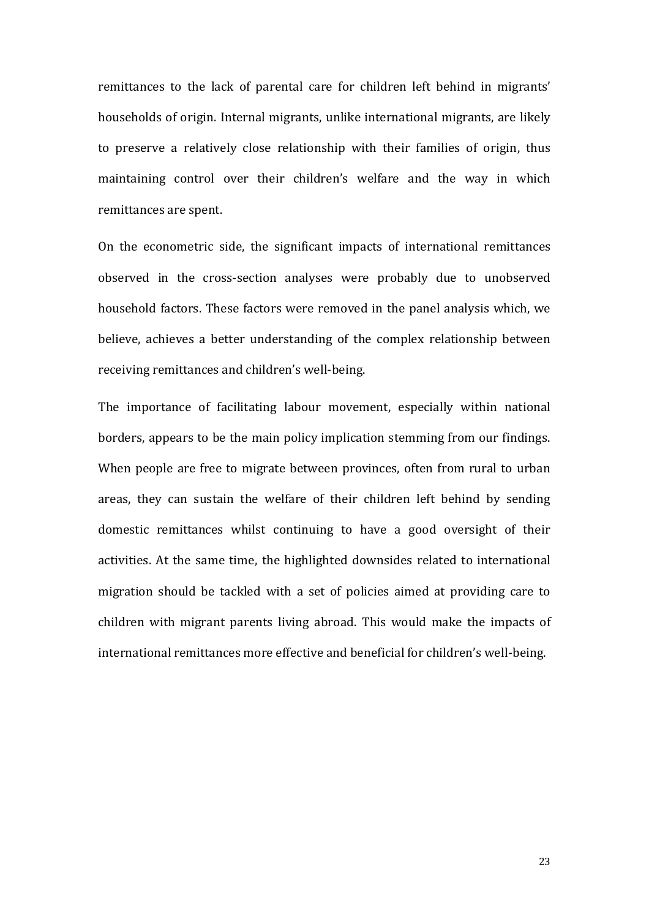remittances to the lack of parental care for children left behind in migrants' households of origin. Internal migrants, unlike international migrants, are likely to preserve a relatively close relationship with their families of origin, thus maintaining control over their children's welfare and the way in which remittances are spent.

On the econometric side, the significant impacts of international remittances observed in the cross-section analyses were probably due to unobserved household factors. These factors were removed in the panel analysis which, we believe, achieves a better understanding of the complex relationship between receiving remittances and children's well-being.

The importance of facilitating labour movement, especially within national borders, appears to be the main policy implication stemming from our findings. When people are free to migrate between provinces, often from rural to urban areas, they can sustain the welfare of their children left behind by sending domestic remittances whilst continuing to have a good oversight of their activities. At the same time, the highlighted downsides related to international migration should be tackled with a set of policies aimed at providing care to children with migrant parents living abroad. This would make the impacts of international remittances more effective and beneficial for children's well-being.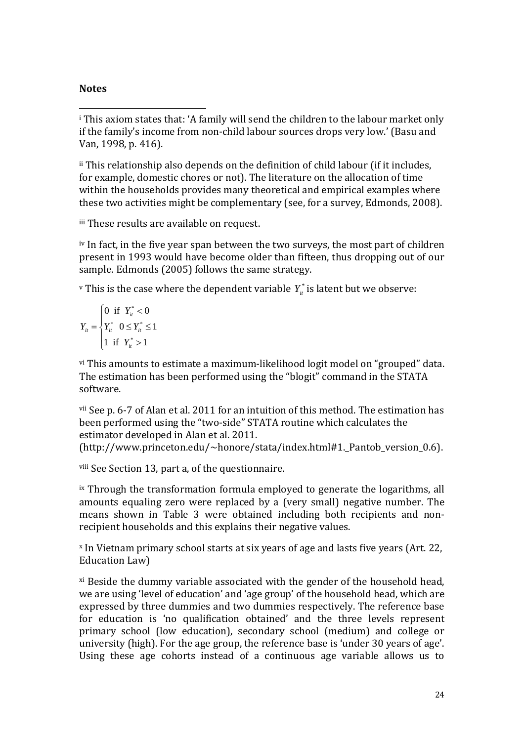**Notes**

---

[i] This axiom states that: 'A family will send the children to the labour market only if the family's income from non-child labour sources drops very low.' (Basu and Van, 1998, p. 416).

[ii] This relationship also depends on the definition of child labour (if it includes, for example, domestic chores or not). The literature on the allocation of time within the households provides many theoretical and empirical examples where these two activities might be complementary (see, for a survey, Edmonds, 2008).

[iii] These results are available on request.

[iv] In fact, in the five year span between the two surveys, the most part of children present in 1993 would have become older than fifteen, thus dropping out of our sample. Edmonds (2005) follows the same strategy.

[v] This is the case where the dependent variable $Y_{it}^*$ is latent but we observe:

$$Y_{it} = \begin{cases} 0 \text{ if } Y_{it}^* < 0 \\ Y_{it}^* \quad 0 \leq Y_{it}^* \leq 1 \\ 1 \text{ if } Y_{it}^* > 1 \end{cases}$$

[vi] This amounts to estimate a maximum-likelihood logit model on "grouped" data. The estimation has been performed using the "blogit" command in the STATA software.

[vii] See p. 6-7 of Alan et al. 2011 for an intuition of this method. The estimation has been performed using the "two-side" STATA routine which calculates the estimator developed in Alan et al. 2011. (http://www.princeton.edu/~honore/stata/index.html#1._Pantob_version_0.6).

[viii] See Section 13, part a, of the questionnaire.

[ix] Through the transformation formula employed to generate the logarithms, all amounts equaling zero were replaced by a (very small) negative number. The means shown in Table 3 were obtained including both recipients and non-recipient households and this explains their negative values.

[x] In Vietnam primary school starts at six years of age and lasts five years (Art. 22, Education Law)

[xi] Beside the dummy variable associated with the gender of the household head, we are using 'level of education' and 'age group' of the household head, which are expressed by three dummies and two dummies respectively. The reference base for education is 'no qualification obtained' and the three levels represent primary school (low education), secondary school (medium) and college or university (high). For the age group, the reference base is 'under 30 years of age'. Using these age cohorts instead of a continuous age variable allows us to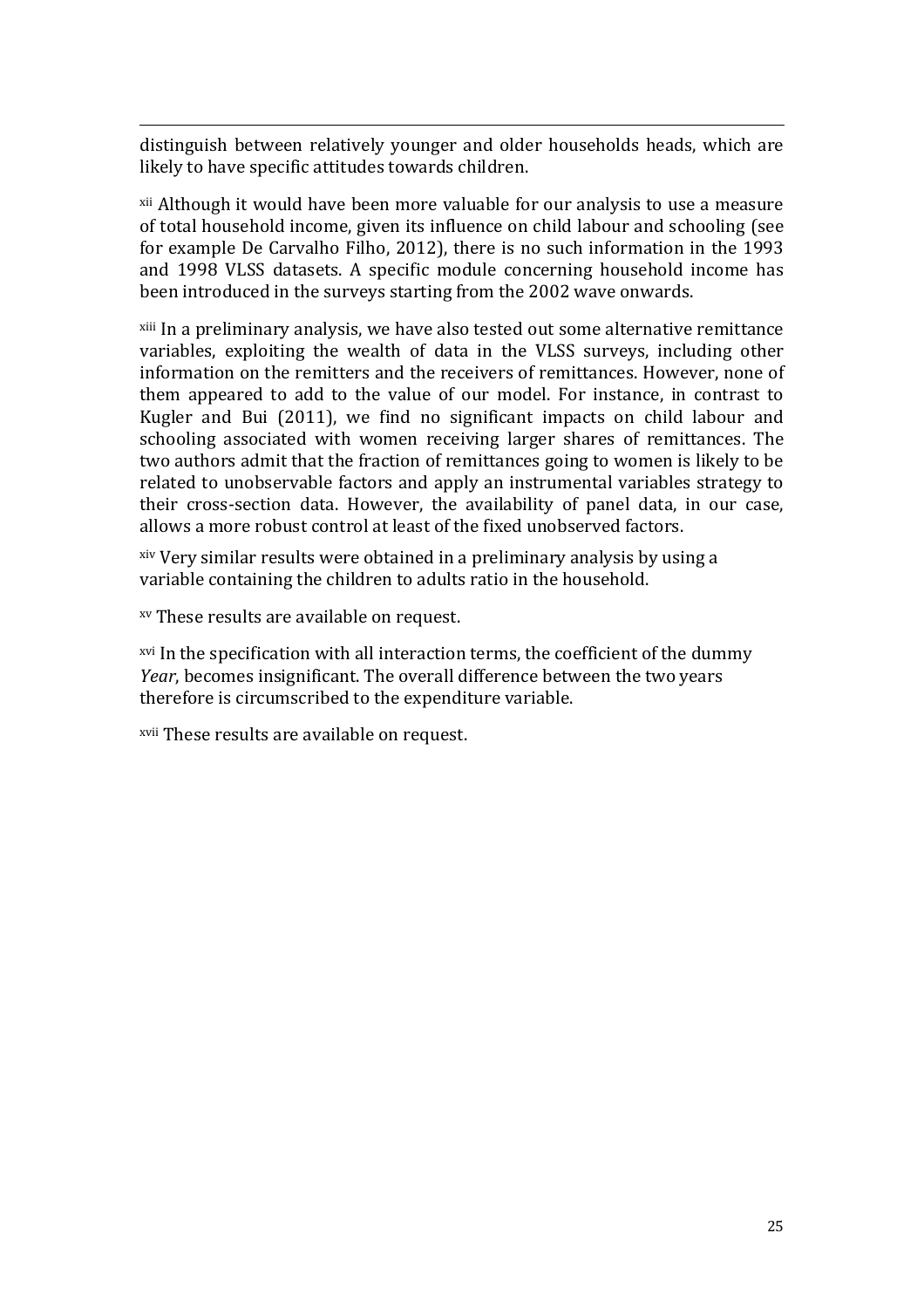distinguish between relatively younger and older households heads, which are likely to have specific attitudes towards children.

[xii] Although it would have been more valuable for our analysis to use a measure of total household income, given its influence on child labour and schooling (see for example De Carvalho Filho, 2012), there is no such information in the 1993 and 1998 VLSS datasets. A specific module concerning household income has been introduced in the surveys starting from the 2002 wave onwards.

[xiii] In a preliminary analysis, we have also tested out some alternative remittance variables, exploiting the wealth of data in the VLSS surveys, including other information on the remitters and the receivers of remittances. However, none of them appeared to add to the value of our model. For instance, in contrast to Kugler and Bui (2011), we find no significant impacts on child labour and schooling associated with women receiving larger shares of remittances. The two authors admit that the fraction of remittances going to women is likely to be related to unobservable factors and apply an instrumental variables strategy to their cross-section data. However, the availability of panel data, in our case, allows a more robust control at least of the fixed unobserved factors.

[xiv] Very similar results were obtained in a preliminary analysis by using a variable containing the children to adults ratio in the household.

[xv] These results are available on request.

[xvi] In the specification with all interaction terms, the coefficient of the dummy *Year*, becomes insignificant. The overall difference between the two years therefore is circumscribed to the expenditure variable.

[xvii] These results are available on request.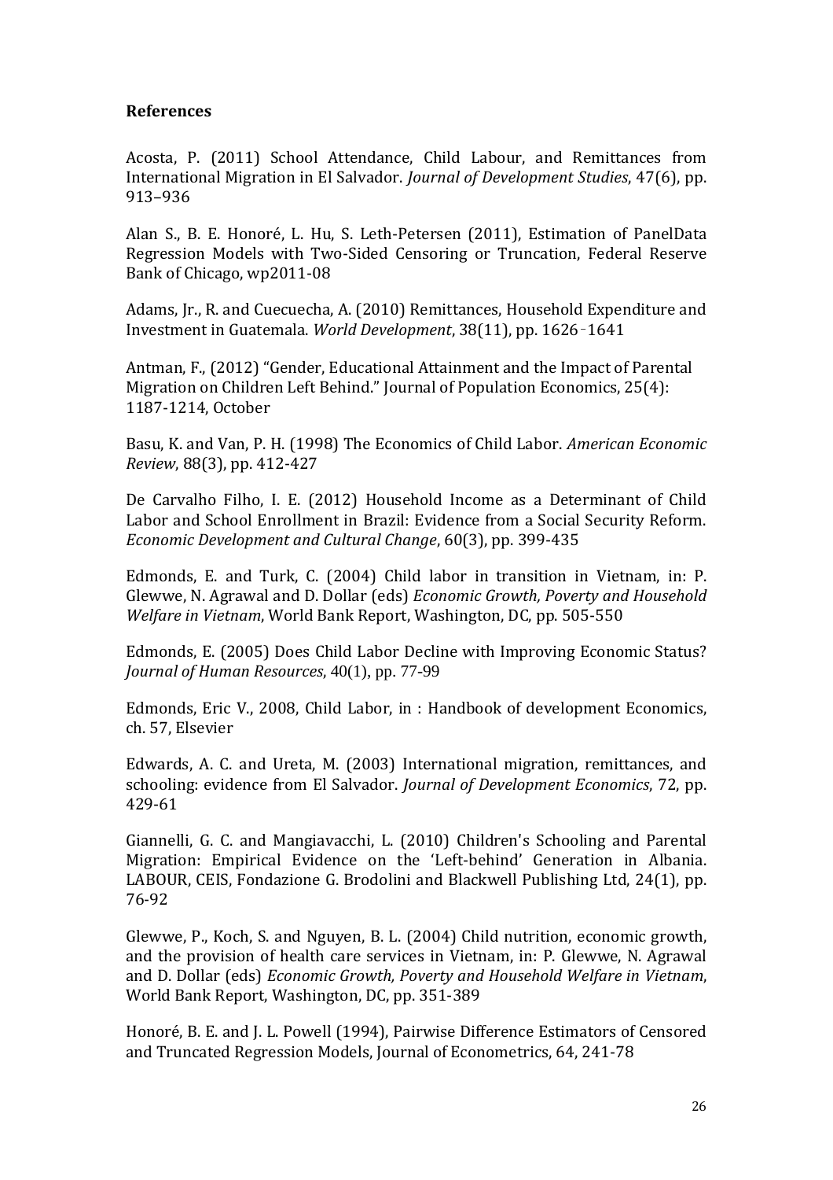**References**

Acosta, P. (2011) School Attendance, Child Labour, and Remittances from International Migration in El Salvador. *Journal of Development Studies*, 47(6), pp. 913–936

Alan S., B. E. Honoré, L. Hu, S. Leth-Petersen (2011), Estimation of PanelData Regression Models with Two-Sided Censoring or Truncation, Federal Reserve Bank of Chicago, wp2011-08

Adams, Jr., R. and Cuecuecha, A. (2010) Remittances, Household Expenditure and Investment in Guatemala. *World Development*, 38(11), pp. 1626‐1641

Antman, F., (2012) "Gender, Educational Attainment and the Impact of Parental Migration on Children Left Behind." Journal of Population Economics, 25(4): 1187-1214, October

Basu, K. and Van, P. H. (1998) The Economics of Child Labor. *American Economic Review*, 88(3), pp. 412-427

De Carvalho Filho, I. E. (2012) Household Income as a Determinant of Child Labor and School Enrollment in Brazil: Evidence from a Social Security Reform. *Economic Development and Cultural Change*, 60(3), pp. 399-435

Edmonds, E. and Turk, C. (2004) Child labor in transition in Vietnam, in: P. Glewwe, N. Agrawal and D. Dollar (eds) *Economic Growth, Poverty and Household Welfare in Vietnam*, World Bank Report, Washington, DC, pp. 505-550

Edmonds, E. (2005) Does Child Labor Decline with Improving Economic Status? *Journal of Human Resources*, 40(1), pp. 77-99

Edmonds, Eric V., 2008, Child Labor, in : Handbook of development Economics, ch. 57, Elsevier

Edwards, A. C. and Ureta, M. (2003) International migration, remittances, and schooling: evidence from El Salvador. *Journal of Development Economics*, 72, pp. 429-61

Giannelli, G. C. and Mangiavacchi, L. (2010) Children's Schooling and Parental Migration: Empirical Evidence on the 'Left-behind' Generation in Albania. LABOUR, CEIS, Fondazione G. Brodolini and Blackwell Publishing Ltd, 24(1), pp. 76-92

Glewwe, P., Koch, S. and Nguyen, B. L. (2004) Child nutrition, economic growth, and the provision of health care services in Vietnam, in: P. Glewwe, N. Agrawal and D. Dollar (eds) *Economic Growth, Poverty and Household Welfare in Vietnam*, World Bank Report, Washington, DC, pp. 351-389

Honoré, B. E. and J. L. Powell (1994), Pairwise Difference Estimators of Censored and Truncated Regression Models, Journal of Econometrics, 64, 241-78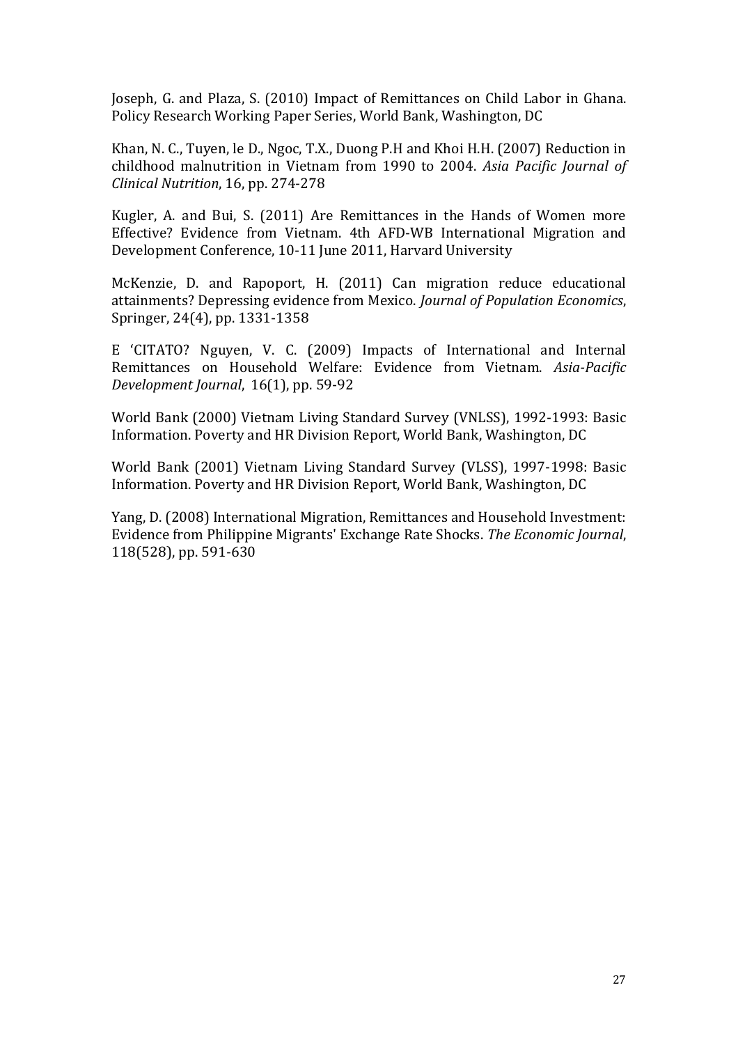Joseph, G. and Plaza, S. (2010) Impact of Remittances on Child Labor in Ghana. Policy Research Working Paper Series, World Bank, Washington, DC

Khan, N. C., Tuyen, le D., Ngoc, T.X., Duong P.H and Khoi H.H. (2007) Reduction in childhood malnutrition in Vietnam from 1990 to 2004. *Asia Pacific Journal of Clinical Nutrition*, 16, pp. 274-278

Kugler, A. and Bui, S. (2011) Are Remittances in the Hands of Women more Effective? Evidence from Vietnam. 4th AFD-WB International Migration and Development Conference, 10-11 June 2011, Harvard University

McKenzie, D. and Rapoport, H. (2011) Can migration reduce educational attainments? Depressing evidence from Mexico. *Journal of Population Economics*, Springer, 24(4), pp. 1331-1358

E 'CITATO? Nguyen, V. C. (2009) Impacts of International and Internal Remittances on Household Welfare: Evidence from Vietnam. *Asia-Pacific Development Journal*, 16(1), pp. 59-92

World Bank (2000) Vietnam Living Standard Survey (VNLSS), 1992-1993: Basic Information. Poverty and HR Division Report, World Bank, Washington, DC

World Bank (2001) Vietnam Living Standard Survey (VLSS), 1997-1998: Basic Information. Poverty and HR Division Report, World Bank, Washington, DC

Yang, D. (2008) International Migration, Remittances and Household Investment: Evidence from Philippine Migrants' Exchange Rate Shocks. *The Economic Journal*, 118(528), pp. 591-630